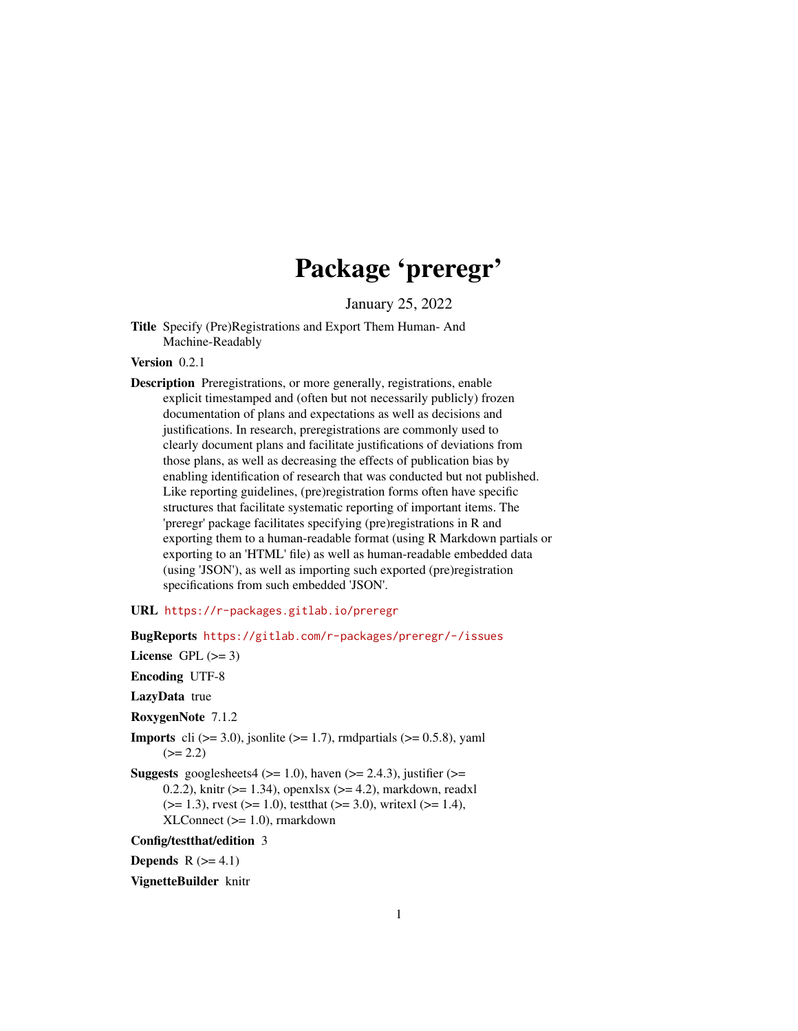# Package 'preregr'

January 25, 2022

**Title** Specify (Pre)Registrations and Export Them Human- And Machine-Readably

**Version** 0.2.1

**Description** Preregistrations, or more generally, registrations, enable explicit timestamped and (often but not necessarily publicly) frozen documentation of plans and expectations as well as decisions and justifications. In research, preregistrations are commonly used to clearly document plans and facilitate justifications of deviations from those plans, as well as decreasing the effects of publication bias by enabling identification of research that was conducted but not published. Like reporting guidelines, (pre)registration forms often have specific structures that facilitate systematic reporting of important items. The 'preregr' package facilitates specifying (pre)registrations in R and exporting them to a human-readable format (using R Markdown partials or exporting to an 'HTML' file) as well as human-readable embedded data (using 'JSON'), as well as importing such exported (pre)registration specifications from such embedded 'JSON'.

**URL** https://r-packages.gitlab.io/preregr

**BugReports** https://gitlab.com/r-packages/preregr/-/issues

**License** GPL (>= 3)

**Encoding** UTF-8

**LazyData** true

**RoxygenNote** 7.1.2

**Imports** cli (>= 3.0), jsonlite (>= 1.7), rmdpartials (>= 0.5.8), yaml (>= 2.2)

**Suggests** googlesheets4 (>= 1.0), haven (>= 2.4.3), justifier (>= 0.2.2), knitr (>= 1.34), openxlsx (>= 4.2), markdown, readxl (>= 1.3), rvest (>= 1.0), testthat (>= 3.0), writexl (>= 1.4), XLConnect (>= 1.0), rmarkdown

**Config/testthat/edition** 3

**Depends** R (>= 4.1)

**VignetteBuilder** knitr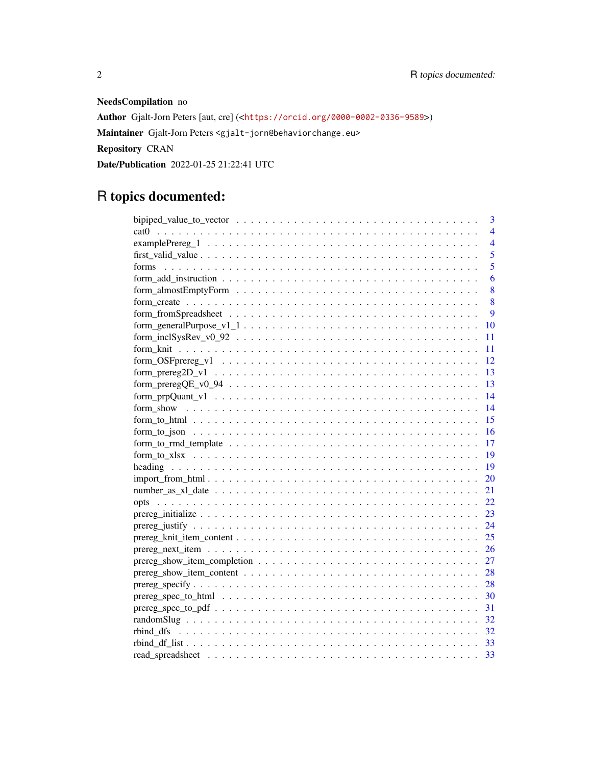**NeedsCompilation** no

**Author** Gjalt-Jorn Peters [aut, cre] (<https://orcid.org/0000-0002-0336-9589>)

**Maintainer** Gjalt-Jorn Peters <gjalt-jorn@behaviorchange.eu>

**Repository** CRAN

**Date/Publication** 2022-01-25 21:22:41 UTC

# R topics documented:

bipiped_value_to_vector . . . . . . . . . . . . . . . . . . . . . . . . . . . . . . . . 3
cat0 . . . . . . . . . . . . . . . . . . . . . . . . . . . . . . . . . . . . . . . . . . 4
examplePrereg_1 . . . . . . . . . . . . . . . . . . . . . . . . . . . . . . . . . . . . 4
first_valid_value . . . . . . . . . . . . . . . . . . . . . . . . . . . . . . . . . . . . 5
forms . . . . . . . . . . . . . . . . . . . . . . . . . . . . . . . . . . . . . . . . . 5
form_add_instruction . . . . . . . . . . . . . . . . . . . . . . . . . . . . . . . . . 6
form_almostEmptyForm . . . . . . . . . . . . . . . . . . . . . . . . . . . . . . . . 8
form_create . . . . . . . . . . . . . . . . . . . . . . . . . . . . . . . . . . . . . . 8
form_fromSpreadsheet . . . . . . . . . . . . . . . . . . . . . . . . . . . . . . . . . 9
form_generalPurpose_v1_1 . . . . . . . . . . . . . . . . . . . . . . . . . . . . . . . 10
form_inclSysRev_v0_92 . . . . . . . . . . . . . . . . . . . . . . . . . . . . . . . . 11
form_knit . . . . . . . . . . . . . . . . . . . . . . . . . . . . . . . . . . . . . . . 11
form_OSFprereg_v1 . . . . . . . . . . . . . . . . . . . . . . . . . . . . . . . . . . 12
form_prereg2D_v1 . . . . . . . . . . . . . . . . . . . . . . . . . . . . . . . . . . . 13
form_preregQE_v0_94 . . . . . . . . . . . . . . . . . . . . . . . . . . . . . . . . . 13
form_prpQuant_v1 . . . . . . . . . . . . . . . . . . . . . . . . . . . . . . . . . . . 14
form_show . . . . . . . . . . . . . . . . . . . . . . . . . . . . . . . . . . . . . . . 14
form_to_html . . . . . . . . . . . . . . . . . . . . . . . . . . . . . . . . . . . . . . 15
form_to_json . . . . . . . . . . . . . . . . . . . . . . . . . . . . . . . . . . . . . . 16
form_to_rmd_template . . . . . . . . . . . . . . . . . . . . . . . . . . . . . . . . . 17
form_to_xlsx . . . . . . . . . . . . . . . . . . . . . . . . . . . . . . . . . . . . . . 19
heading . . . . . . . . . . . . . . . . . . . . . . . . . . . . . . . . . . . . . . . . . 19
import_from_html . . . . . . . . . . . . . . . . . . . . . . . . . . . . . . . . . . . . 20
number_as_xl_date . . . . . . . . . . . . . . . . . . . . . . . . . . . . . . . . . . . 21
opts . . . . . . . . . . . . . . . . . . . . . . . . . . . . . . . . . . . . . . . . . . . 22
prereg_initialize . . . . . . . . . . . . . . . . . . . . . . . . . . . . . . . . . . . . 23
prereg_justify . . . . . . . . . . . . . . . . . . . . . . . . . . . . . . . . . . . . . . 24
prereg_knit_item_content . . . . . . . . . . . . . . . . . . . . . . . . . . . . . . . . 25
prereg_next_item . . . . . . . . . . . . . . . . . . . . . . . . . . . . . . . . . . . . 26
prereg_show_item_completion . . . . . . . . . . . . . . . . . . . . . . . . . . . . . 27
prereg_show_item_content . . . . . . . . . . . . . . . . . . . . . . . . . . . . . . . 28
prereg_specify . . . . . . . . . . . . . . . . . . . . . . . . . . . . . . . . . . . . . 28
prereg_spec_to_html . . . . . . . . . . . . . . . . . . . . . . . . . . . . . . . . . . 30
prereg_spec_to_pdf . . . . . . . . . . . . . . . . . . . . . . . . . . . . . . . . . . . 31
randomSlug . . . . . . . . . . . . . . . . . . . . . . . . . . . . . . . . . . . . . . . 32
rbind_dfs . . . . . . . . . . . . . . . . . . . . . . . . . . . . . . . . . . . . . . . . 32
rbind_df_list . . . . . . . . . . . . . . . . . . . . . . . . . . . . . . . . . . . . . . 33
read_spreadsheet . . . . . . . . . . . . . . . . . . . . . . . . . . . . . . . . . . . . 33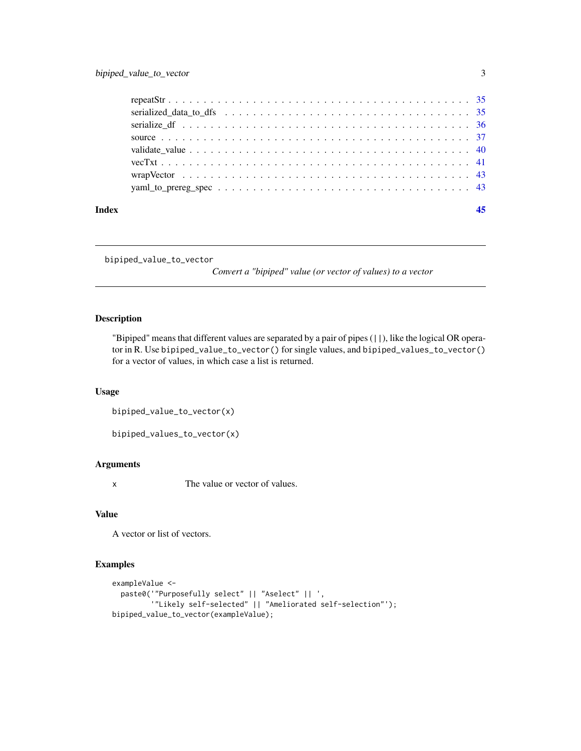repeatStr . . . . . . . . . . . . . . . . . . . . . . . . . . . . . . . . . . . . . . . . . 35
serialized_data_to_dfs . . . . . . . . . . . . . . . . . . . . . . . . . . . . . . . . . . 35
serialize_df . . . . . . . . . . . . . . . . . . . . . . . . . . . . . . . . . . . . . . . 36
source . . . . . . . . . . . . . . . . . . . . . . . . . . . . . . . . . . . . . . . . . . 37
validate_value . . . . . . . . . . . . . . . . . . . . . . . . . . . . . . . . . . . . . . 40
vecTxt . . . . . . . . . . . . . . . . . . . . . . . . . . . . . . . . . . . . . . . . . . 41
wrapVector . . . . . . . . . . . . . . . . . . . . . . . . . . . . . . . . . . . . . . . . 43
yaml_to_prereg_spec . . . . . . . . . . . . . . . . . . . . . . . . . . . . . . . . . . . 43

**Index** **45**

---

`bipiped_value_to_vector` *Convert a "bipiped" value (or vector of values) to a vector*

---

### Description

"Bipiped" means that different values are separated by a pair of pipes (`||`), like the logical OR operator in R. Use `bipiped_value_to_vector()` for single values, and `bipiped_values_to_vector()` for a vector of values, in which case a list is returned.

### Usage

```
bipiped_value_to_vector(x)

bipiped_values_to_vector(x)
```

### Arguments

x The value or vector of values.

### Value

A vector or list of vectors.

### Examples

```
exampleValue <-
  paste0('"Purposefully select" || "Aselect" || ',
         '"Likely self-selected" || "Ameliorated self-selection"');
bipiped_value_to_vector(exampleValue);
```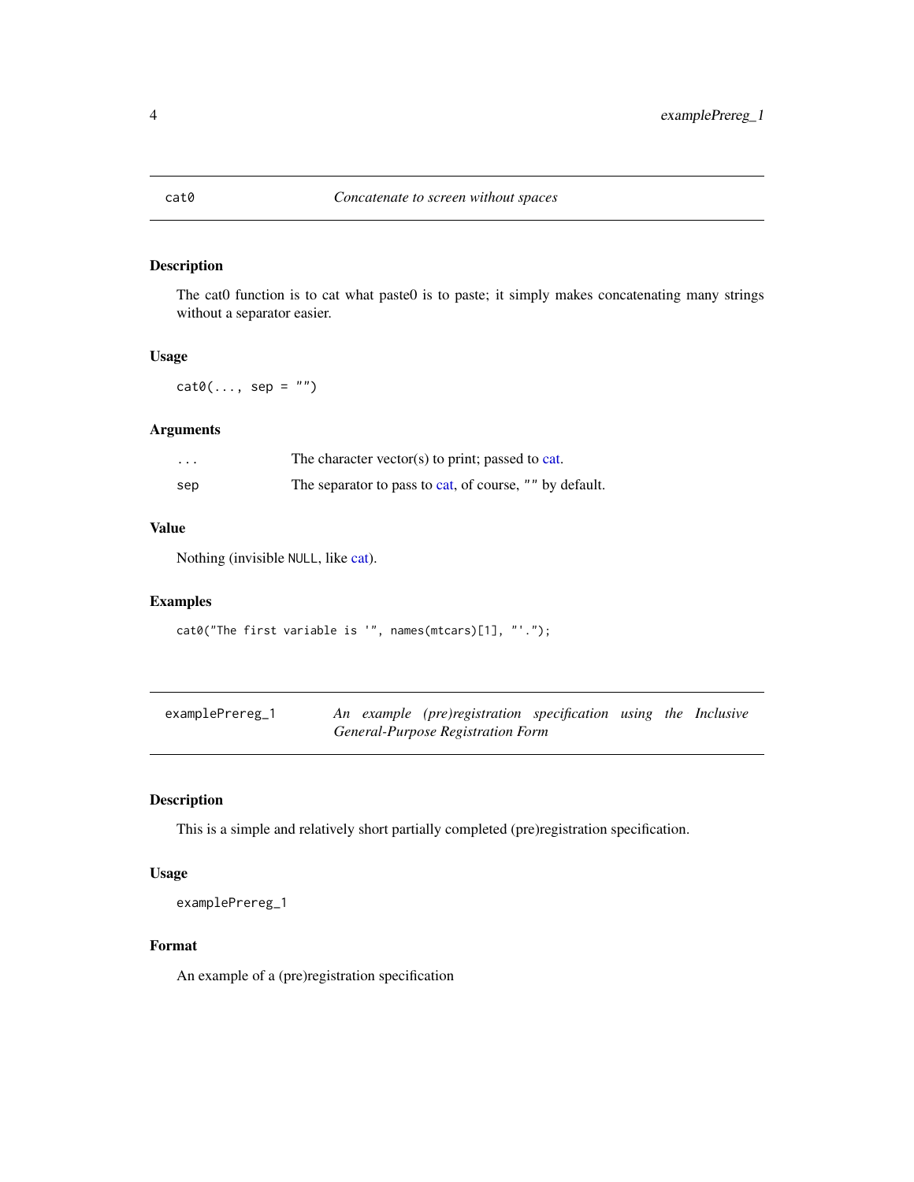## cat0 — *Concatenate to screen without spaces*

### Description

The cat0 function is to cat what paste0 is to paste; it simply makes concatenating many strings without a separator easier.

### Usage

```
cat0(..., sep = "")
```

### Arguments

| | |
|---|---|
| `...` | The character vector(s) to print; passed to cat. |
| `sep` | The separator to pass to cat, of course, `""` by default. |

### Value

Nothing (invisible `NULL`, like cat).

### Examples

```
cat0("The first variable is '", names(mtcars)[1], "'.");
```

## examplePrereg_1 — *An example (pre)registration specification using the Inclusive General-Purpose Registration Form*

### Description

This is a simple and relatively short partially completed (pre)registration specification.

### Usage

```
examplePrereg_1
```

### Format

An example of a (pre)registration specification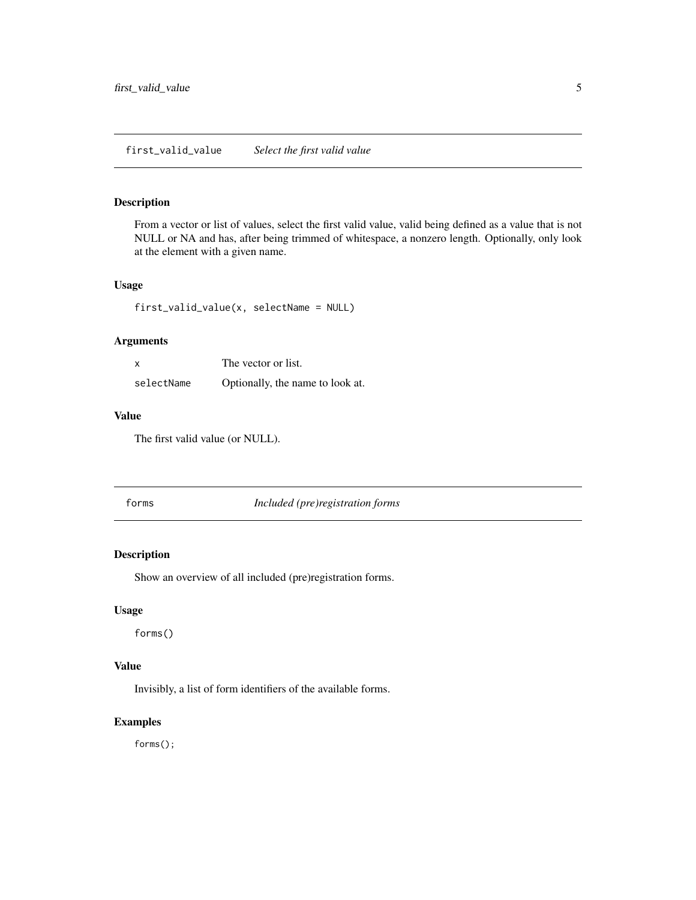## first_valid_value *Select the first valid value*

### Description

From a vector or list of values, select the first valid value, valid being defined as a value that is not NULL or NA and has, after being trimmed of whitespace, a nonzero length. Optionally, only look at the element with a given name.

### Usage

```
first_valid_value(x, selectName = NULL)
```

### Arguments

| | |
|---|---|
| x | The vector or list. |
| selectName | Optionally, the name to look at. |

### Value

The first valid value (or NULL).

## forms *Included (pre)registration forms*

### Description

Show an overview of all included (pre)registration forms.

### Usage

```
forms()
```

### Value

Invisibly, a list of form identifiers of the available forms.

### Examples

```
forms();
```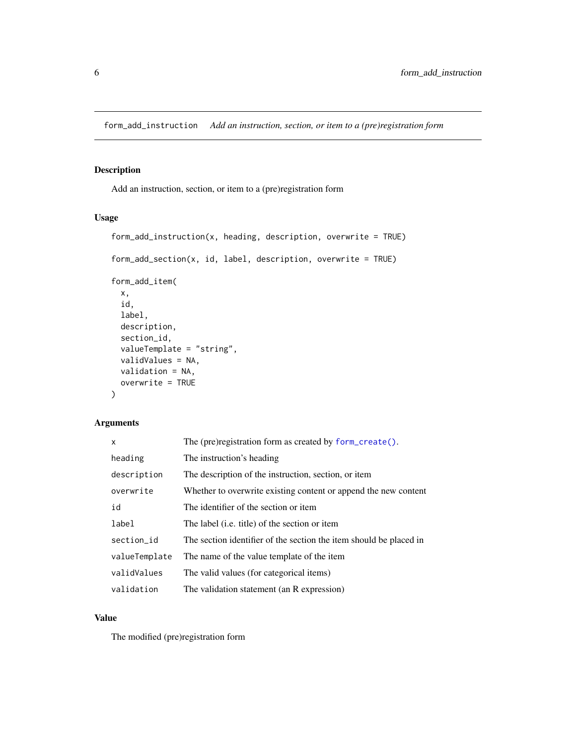## form_add_instruction *Add an instruction, section, or item to a (pre)registration form*

### Description

Add an instruction, section, or item to a (pre)registration form

### Usage

```
form_add_instruction(x, heading, description, overwrite = TRUE)

form_add_section(x, id, label, description, overwrite = TRUE)

form_add_item(
  x,
  id,
  label,
  description,
  section_id,
  valueTemplate = "string",
  validValues = NA,
  validation = NA,
  overwrite = TRUE
)
```

### Arguments

| | |
|---|---|
| `x` | The (pre)registration form as created by `form_create()`. |
| `heading` | The instruction's heading |
| `description` | The description of the instruction, section, or item |
| `overwrite` | Whether to overwrite existing content or append the new content |
| `id` | The identifier of the section or item |
| `label` | The label (i.e. title) of the section or item |
| `section_id` | The section identifier of the section the item should be placed in |
| `valueTemplate` | The name of the value template of the item |
| `validValues` | The valid values (for categorical items) |
| `validation` | The validation statement (an R expression) |

### Value

The modified (pre)registration form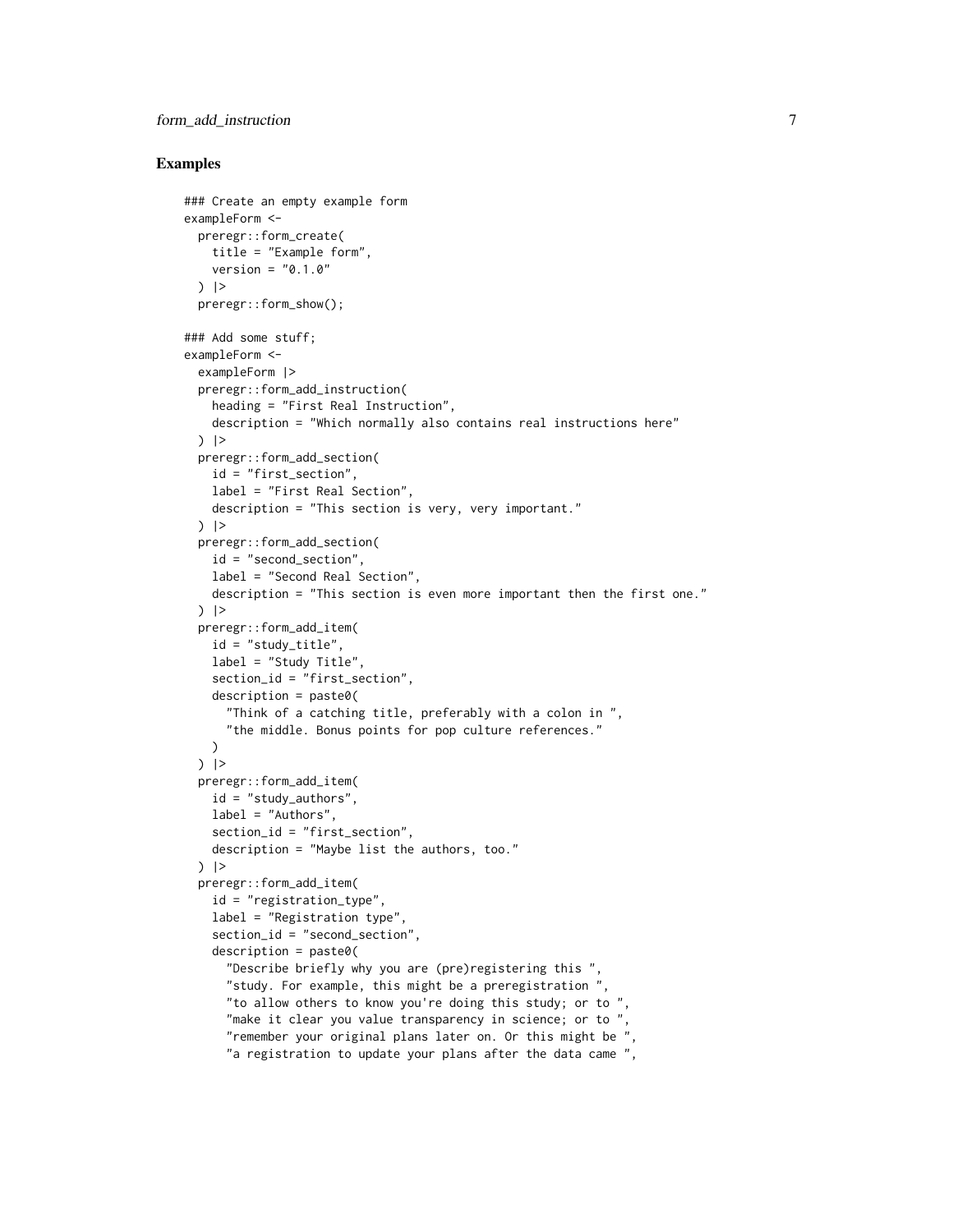## Examples

```
### Create an empty example form
exampleForm <-
  preregr::form_create(
    title = "Example form",
    version = "0.1.0"
  ) |>
  preregr::form_show();

### Add some stuff;
exampleForm <-
  exampleForm |>
  preregr::form_add_instruction(
    heading = "First Real Instruction",
    description = "Which normally also contains real instructions here"
  ) |>
  preregr::form_add_section(
    id = "first_section",
    label = "First Real Section",
    description = "This section is very, very important."
  ) |>
  preregr::form_add_section(
    id = "second_section",
    label = "Second Real Section",
    description = "This section is even more important then the first one."
  ) |>
  preregr::form_add_item(
    id = "study_title",
    label = "Study Title",
    section_id = "first_section",
    description = paste0(
      "Think of a catching title, preferably with a colon in ",
      "the middle. Bonus points for pop culture references."
    )
  ) |>
  preregr::form_add_item(
    id = "study_authors",
    label = "Authors",
    section_id = "first_section",
    description = "Maybe list the authors, too."
  ) |>
  preregr::form_add_item(
    id = "registration_type",
    label = "Registration type",
    section_id = "second_section",
    description = paste0(
      "Describe briefly why you are (pre)registering this ",
      "study. For example, this might be a preregistration ",
      "to allow others to know you're doing this study; or to ",
      "make it clear you value transparency in science; or to ",
      "remember your original plans later on. Or this might be ",
      "a registration to update your plans after the data came ",
```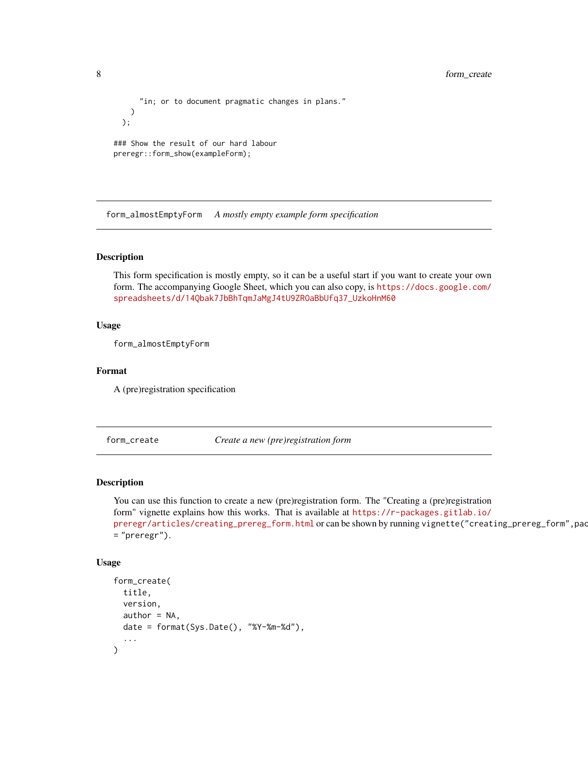```
      "in; or to document pragmatic changes in plans."
    )
  );

### Show the result of our hard labour
preregr::form_show(exampleForm);
```

## form_almostEmptyForm *A mostly empty example form specification*

### Description

This form specification is mostly empty, so it can be a useful start if you want to create your own form. The accompanying Google Sheet, which you can also copy, is https://docs.google.com/spreadsheets/d/14Qbak7JbBhTqmJaMgJ4tU9ZROaBbUfq37_UzkoHnM60

### Usage

```
form_almostEmptyForm
```

### Format

A (pre)registration specification

## form_create *Create a new (pre)registration form*

### Description

You can use this function to create a new (pre)registration form. The "Creating a (pre)registration form" vignette explains how this works. That is available at https://r-packages.gitlab.io/preregr/articles/creating_prereg_form.html or can be shown by running `vignette("creating_prereg_form",package = "preregr")`.

### Usage

```
form_create(
  title,
  version,
  author = NA,
  date = format(Sys.Date(), "%Y-%m-%d"),
  ...
)
```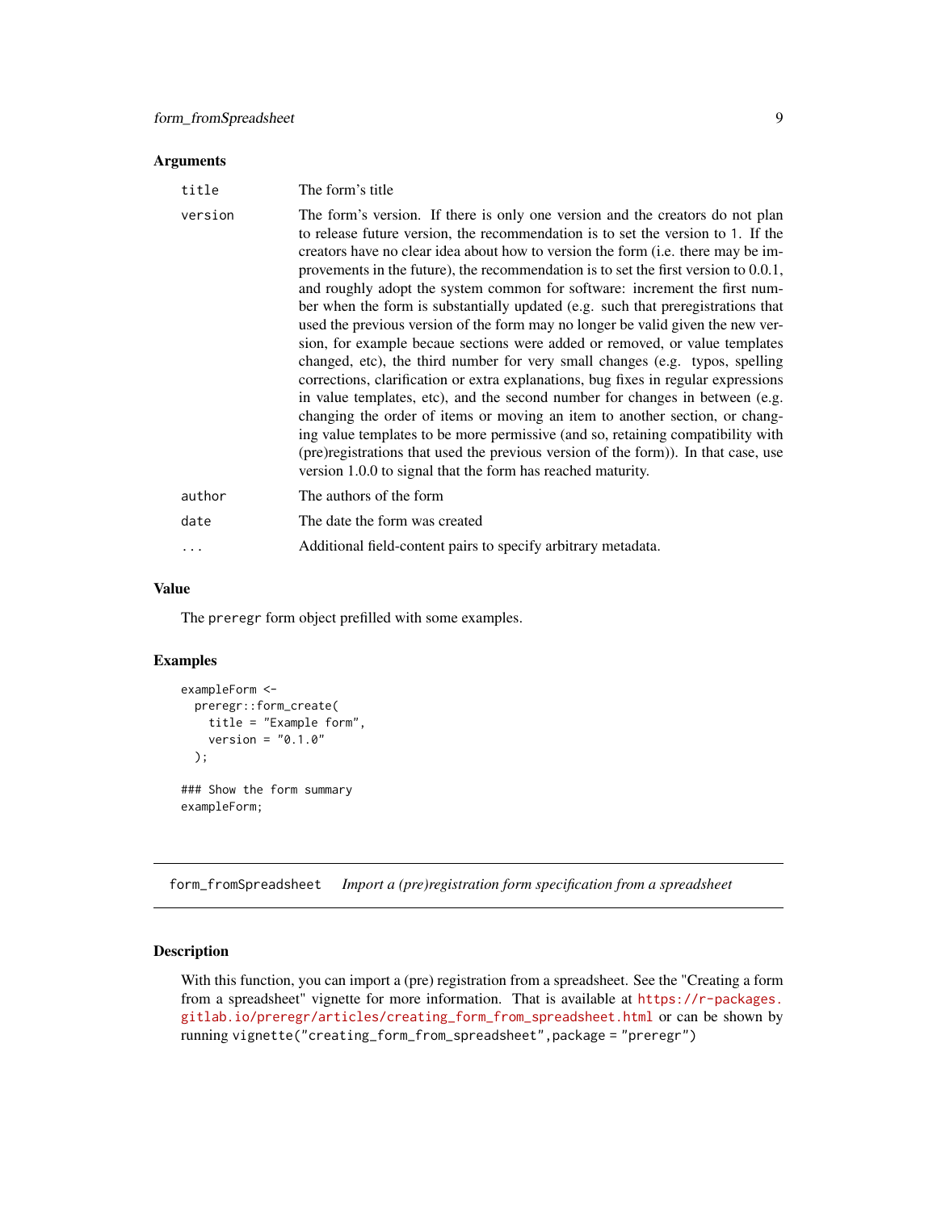## Arguments

| | |
|---|---|
| title | The form's title |
| version | The form's version. If there is only one version and the creators do not plan to release future version, the recommendation is to set the version to 1. If the creators have no clear idea about how to version the form (i.e. there may be improvements in the future), the recommendation is to set the first version to 0.0.1, and roughly adopt the system common for software: increment the first number when the form is substantially updated (e.g. such that preregistrations that used the previous version of the form may no longer be valid given the new version, for example becaue sections were added or removed, or value templates changed, etc), the third number for very small changes (e.g. typos, spelling corrections, clarification or extra explanations, bug fixes in regular expressions in value templates, etc), and the second number for changes in between (e.g. changing the order of items or moving an item to another section, or changing value templates to be more permissive (and so, retaining compatibility with (pre)registrations that used the previous version of the form)). In that case, use version 1.0.0 to signal that the form has reached maturity. |
| author | The authors of the form |
| date | The date the form was created |
| ... | Additional field-content pairs to specify arbitrary metadata. |

## Value

The preregr form object prefilled with some examples.

## Examples

```
exampleForm <-
  preregr::form_create(
    title = "Example form",
    version = "0.1.0"
  );

### Show the form summary
exampleForm;
```

---

# form_fromSpreadsheet    *Import a (pre)registration form specification from a spreadsheet*

## Description

With this function, you can import a (pre) registration from a spreadsheet. See the "Creating a form from a spreadsheet" vignette for more information. That is available at https://r-packages.gitlab.io/preregr/articles/creating_form_from_spreadsheet.html or can be shown by running vignette("creating_form_from_spreadsheet",package = "preregr")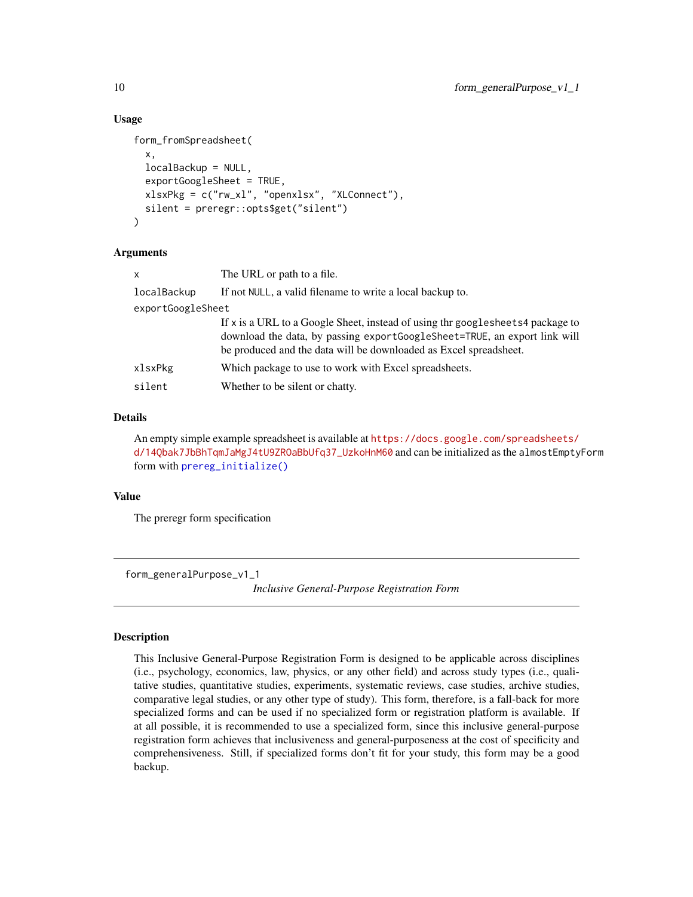### Usage

```
form_fromSpreadsheet(
  x,
  localBackup = NULL,
  exportGoogleSheet = TRUE,
  xlsxPkg = c("rw_xl", "openxlsx", "XLConnect"),
  silent = preregr::opts$get("silent")
)
```

### Arguments

| | |
|---|---|
| x | The URL or path to a file. |
| localBackup | If not NULL, a valid filename to write a local backup to. |
| exportGoogleSheet | If x is a URL to a Google Sheet, instead of using thr googlesheets4 package to download the data, by passing exportGoogleSheet=TRUE, an export link will be produced and the data will be downloaded as Excel spreadsheet. |
| xlsxPkg | Which package to use to work with Excel spreadsheets. |
| silent | Whether to be silent or chatty. |

### Details

An empty simple example spreadsheet is available at https://docs.google.com/spreadsheets/d/14Qbak7JbBhTqmJaMgJ4tU9ZROaBbUfq37_UzkoHnM60 and can be initialized as the almostEmptyForm form with prereg_initialize()

### Value

The preregr form specification

---

## form_generalPurpose_v1_1 *Inclusive General-Purpose Registration Form*

### Description

This Inclusive General-Purpose Registration Form is designed to be applicable across disciplines (i.e., psychology, economics, law, physics, or any other field) and across study types (i.e., qualitative studies, quantitative studies, experiments, systematic reviews, case studies, archive studies, comparative legal studies, or any other type of study). This form, therefore, is a fall-back for more specialized forms and can be used if no specialized form or registration platform is available. If at all possible, it is recommended to use a specialized form, since this inclusive general-purpose registration form achieves that inclusiveness and general-purposeness at the cost of specificity and comprehensiveness. Still, if specialized forms don't fit for your study, this form may be a good backup.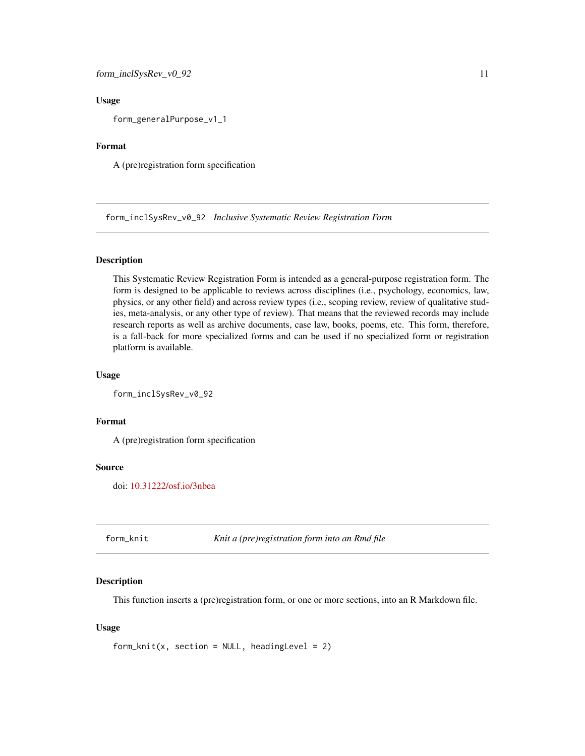### Usage

```
form_generalPurpose_v1_1
```

### Format

A (pre)registration form specification

---

## form_inclSysRev_v0_92 *Inclusive Systematic Review Registration Form*

---

### Description

This Systematic Review Registration Form is intended as a general-purpose registration form. The form is designed to be applicable to reviews across disciplines (i.e., psychology, economics, law, physics, or any other field) and across review types (i.e., scoping review, review of qualitative studies, meta-analysis, or any other type of review). That means that the reviewed records may include research reports as well as archive documents, case law, books, poems, etc. This form, therefore, is a fall-back for more specialized forms and can be used if no specialized form or registration platform is available.

### Usage

```
form_inclSysRev_v0_92
```

### Format

A (pre)registration form specification

### Source

doi: 10.31222/osf.io/3nbea

---

## form_knit *Knit a (pre)registration form into an Rmd file*

---

### Description

This function inserts a (pre)registration form, or one or more sections, into an R Markdown file.

### Usage

```
form_knit(x, section = NULL, headingLevel = 2)
```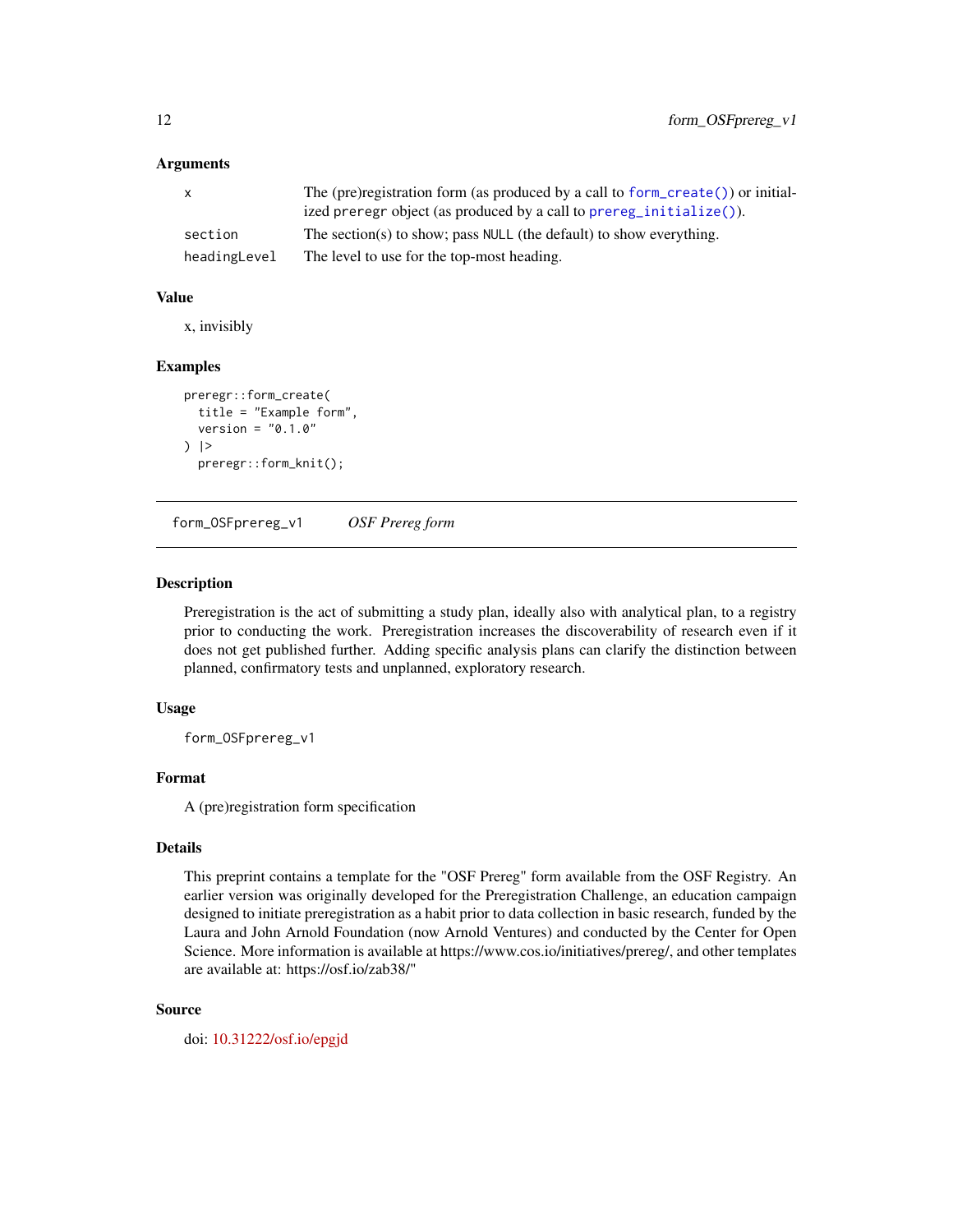### Arguments

| | |
|---|---|
| x | The (pre)registration form (as produced by a call to `form_create()`) or initialized `preregr` object (as produced by a call to `prereg_initialize()`). |
| section | The section(s) to show; pass `NULL` (the default) to show everything. |
| headingLevel | The level to use for the top-most heading. |

### Value

x, invisibly

### Examples

```
preregr::form_create(
  title = "Example form",
  version = "0.1.0"
) |>
  preregr::form_knit();
```

---

## form_OSFprereg_v1 &nbsp;&nbsp;&nbsp; *OSF Prereg form*

### Description

Preregistration is the act of submitting a study plan, ideally also with analytical plan, to a registry prior to conducting the work. Preregistration increases the discoverability of research even if it does not get published further. Adding specific analysis plans can clarify the distinction between planned, confirmatory tests and unplanned, exploratory research.

### Usage

```
form_OSFprereg_v1
```

### Format

A (pre)registration form specification

### Details

This preprint contains a template for the "OSF Prereg" form available from the OSF Registry. An earlier version was originally developed for the Preregistration Challenge, an education campaign designed to initiate preregistration as a habit prior to data collection in basic research, funded by the Laura and John Arnold Foundation (now Arnold Ventures) and conducted by the Center for Open Science. More information is available at https://www.cos.io/initiatives/prereg/, and other templates are available at: https://osf.io/zab38/"

### Source

doi: 10.31222/osf.io/epgjd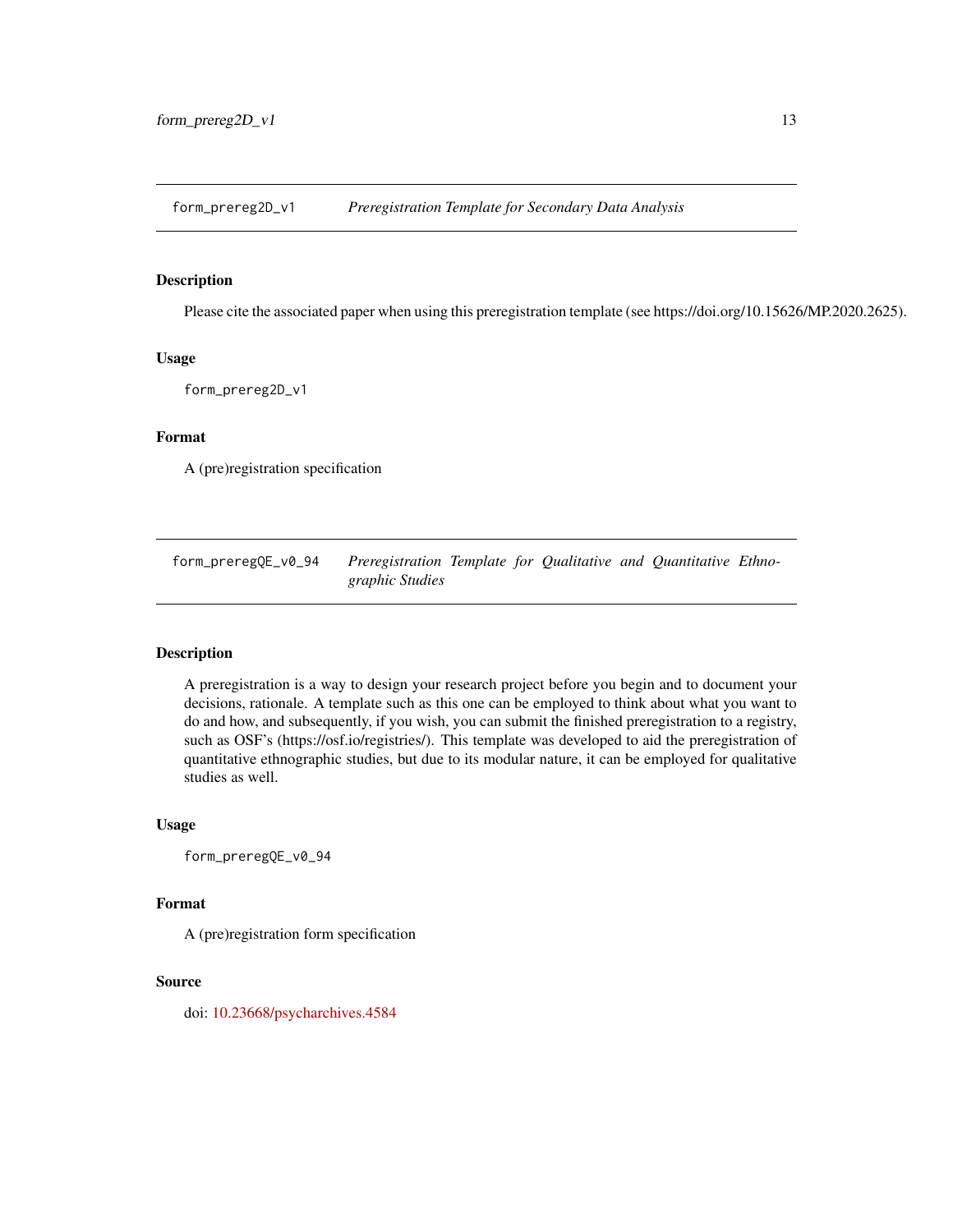## form_prereg2D_v1 — *Preregistration Template for Secondary Data Analysis*

### Description

Please cite the associated paper when using this preregistration template (see https://doi.org/10.15626/MP.2020.2625).

### Usage

```
form_prereg2D_v1
```

### Format

A (pre)registration specification

## form_preregQE_v0_94 — *Preregistration Template for Qualitative and Quantitative Ethnographic Studies*

### Description

A preregistration is a way to design your research project before you begin and to document your decisions, rationale. A template such as this one can be employed to think about what you want to do and how, and subsequently, if you wish, you can submit the finished preregistration to a registry, such as OSF's (https://osf.io/registries/). This template was developed to aid the preregistration of quantitative ethnographic studies, but due to its modular nature, it can be employed for qualitative studies as well.

### Usage

```
form_preregQE_v0_94
```

### Format

A (pre)registration form specification

### Source

doi: 10.23668/psycharchives.4584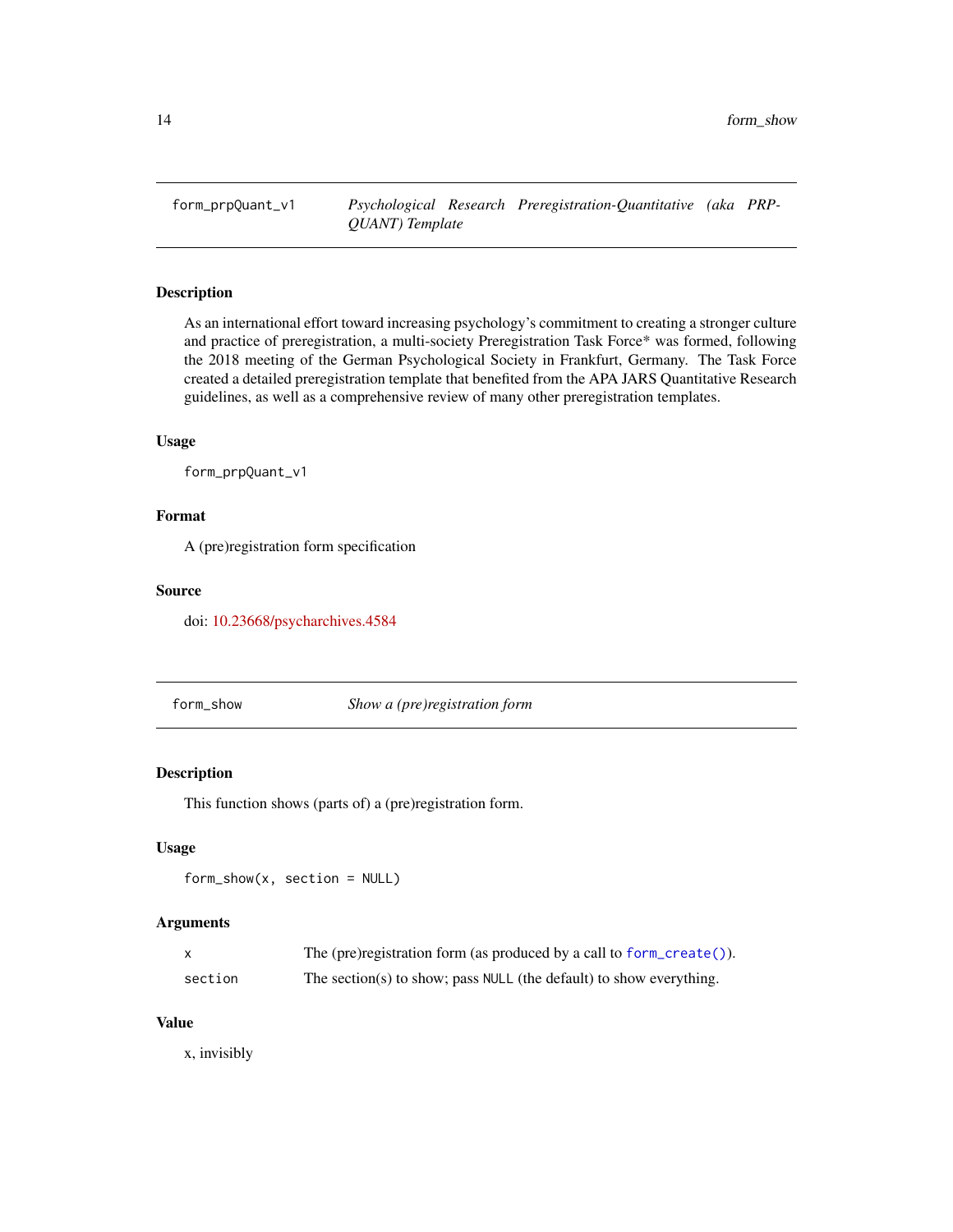## form_prpQuant_v1 — *Psychological Research Preregistration-Quantitative (aka PRP-QUANT) Template*

### Description

As an international effort toward increasing psychology's commitment to creating a stronger culture and practice of preregistration, a multi-society Preregistration Task Force* was formed, following the 2018 meeting of the German Psychological Society in Frankfurt, Germany. The Task Force created a detailed preregistration template that benefited from the APA JARS Quantitative Research guidelines, as well as a comprehensive review of many other preregistration templates.

### Usage

```
form_prpQuant_v1
```

### Format

A (pre)registration form specification

### Source

doi: 10.23668/psycharchives.4584

## form_show — *Show a (pre)registration form*

### Description

This function shows (parts of) a (pre)registration form.

### Usage

```
form_show(x, section = NULL)
```

### Arguments

| | |
|---|---|
| x | The (pre)registration form (as produced by a call to `form_create()`). |
| section | The section(s) to show; pass `NULL` (the default) to show everything. |

### Value

x, invisibly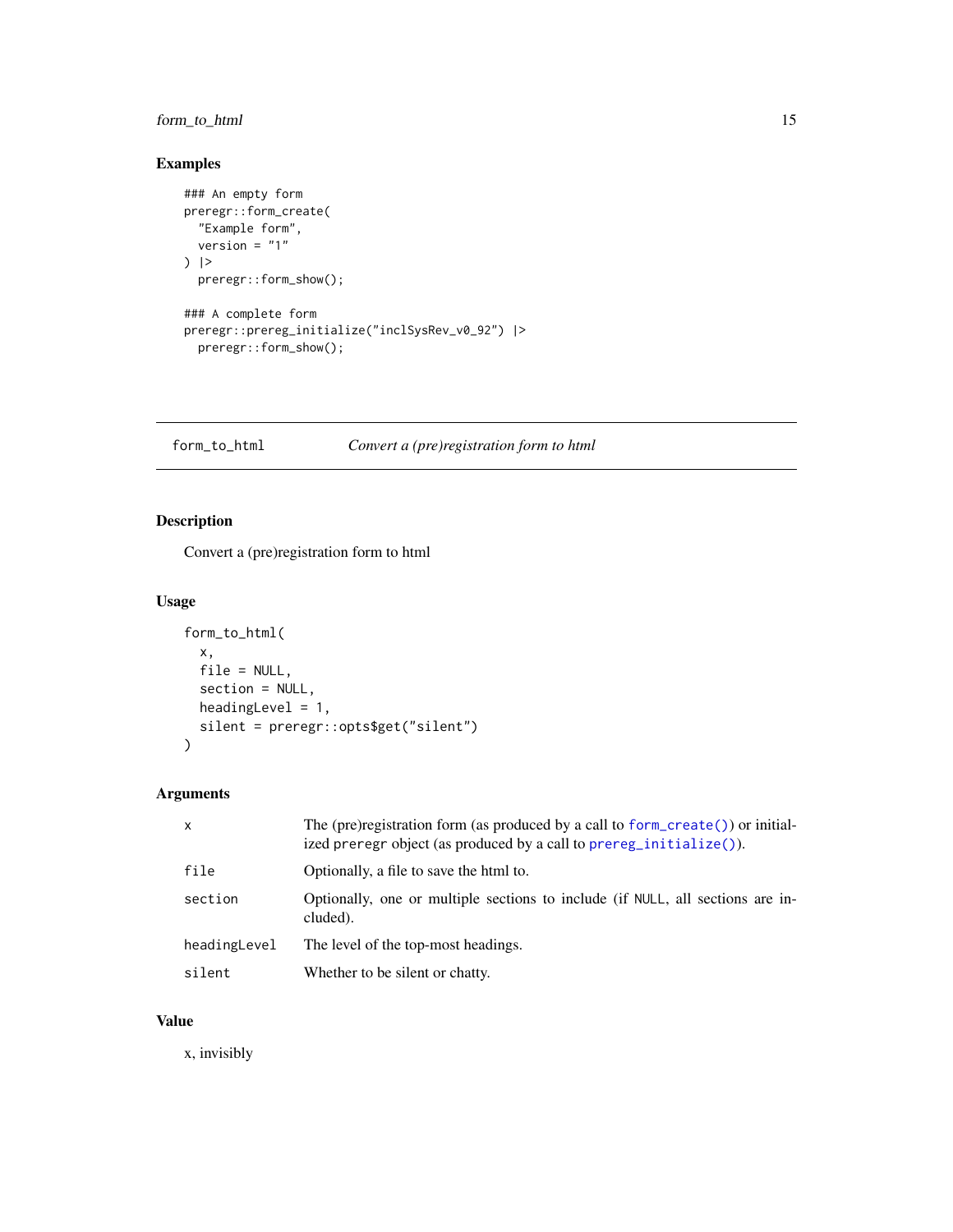## Examples

```
### An empty form
preregr::form_create(
  "Example form",
  version = "1"
) |>
  preregr::form_show();

### A complete form
preregr::prereg_initialize("inclSysRev_v0_92") |>
  preregr::form_show();
```

---

# form_to_html — *Convert a (pre)registration form to html*

---

## Description

Convert a (pre)registration form to html

## Usage

```
form_to_html(
  x,
  file = NULL,
  section = NULL,
  headingLevel = 1,
  silent = preregr::opts$get("silent")
)
```

## Arguments

| | |
|---|---|
| x | The (pre)registration form (as produced by a call to `form_create()`) or initialized `preregr` object (as produced by a call to `prereg_initialize()`). |
| file | Optionally, a file to save the html to. |
| section | Optionally, one or multiple sections to include (if `NULL`, all sections are included). |
| headingLevel | The level of the top-most headings. |
| silent | Whether to be silent or chatty. |

## Value

x, invisibly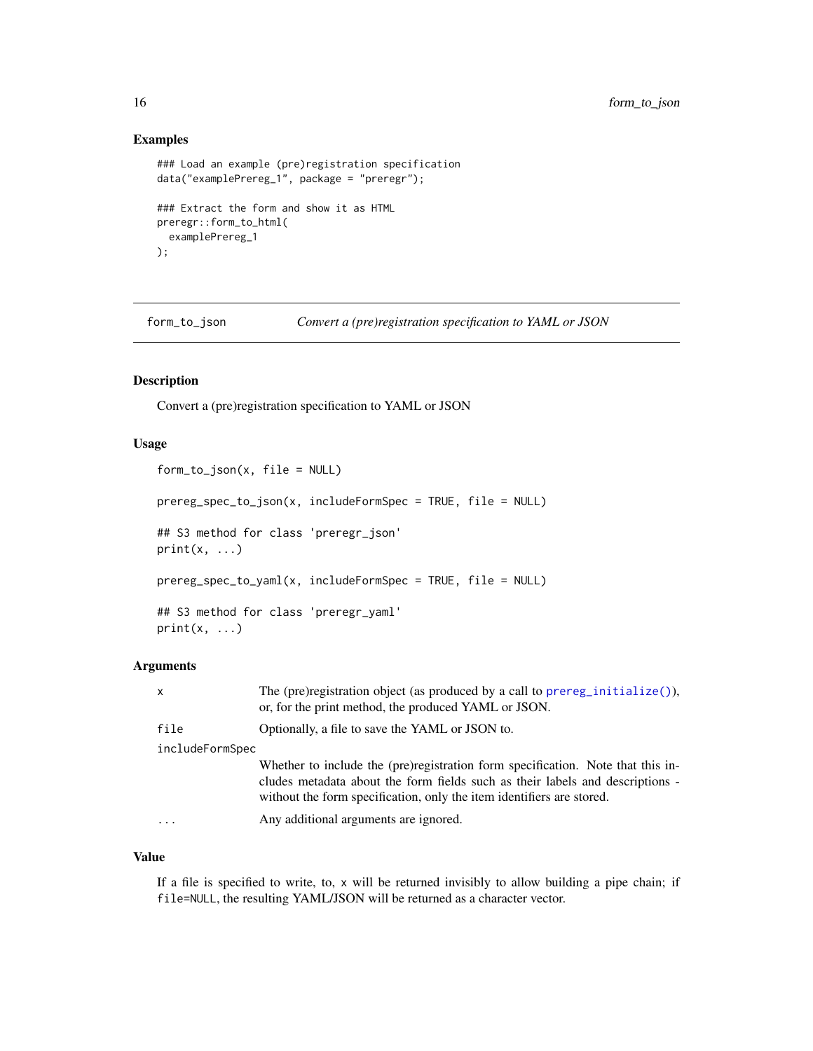## Examples

```
### Load an example (pre)registration specification
data("examplePrereg_1", package = "preregr");

### Extract the form and show it as HTML
preregr::form_to_html(
  examplePrereg_1
);
```

---

# form_to_json — *Convert a (pre)registration specification to YAML or JSON*

---

## Description

Convert a (pre)registration specification to YAML or JSON

## Usage

```
form_to_json(x, file = NULL)

prereg_spec_to_json(x, includeFormSpec = TRUE, file = NULL)

## S3 method for class 'preregr_json'
print(x, ...)

prereg_spec_to_yaml(x, includeFormSpec = TRUE, file = NULL)

## S3 method for class 'preregr_yaml'
print(x, ...)
```

## Arguments

| | |
|---|---|
| `x` | The (pre)registration object (as produced by a call to `prereg_initialize()`), or, for the print method, the produced YAML or JSON. |
| `file` | Optionally, a file to save the YAML or JSON to. |
| `includeFormSpec` | Whether to include the (pre)registration form specification. Note that this includes metadata about the form fields such as their labels and descriptions - without the form specification, only the item identifiers are stored. |
| `...` | Any additional arguments are ignored. |

## Value

If a file is specified to write, to, `x` will be returned invisibly to allow building a pipe chain; if `file=NULL`, the resulting YAML/JSON will be returned as a character vector.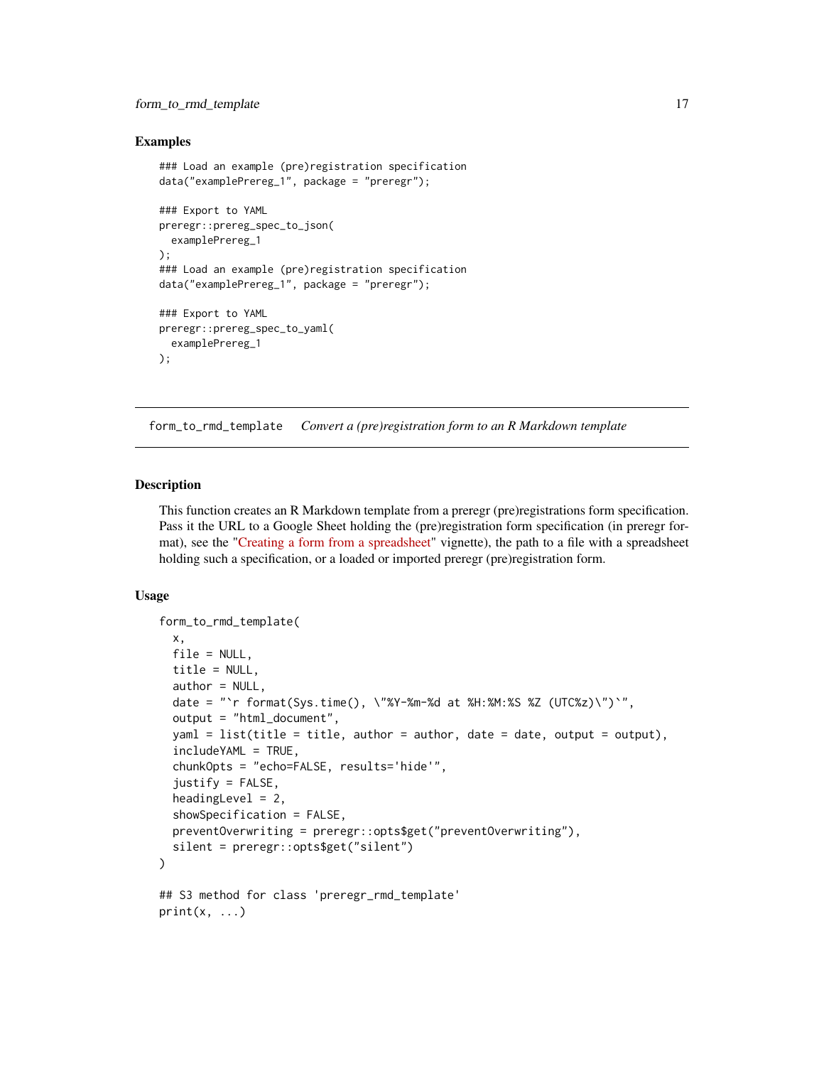### Examples

```
### Load an example (pre)registration specification
data("examplePrereg_1", package = "preregr");

### Export to YAML
preregr::prereg_spec_to_json(
  examplePrereg_1
);
### Load an example (pre)registration specification
data("examplePrereg_1", package = "preregr");

### Export to YAML
preregr::prereg_spec_to_yaml(
  examplePrereg_1
);
```

## form_to_rmd_template    *Convert a (pre)registration form to an R Markdown template*

### Description

This function creates an R Markdown template from a preregr (pre)registrations form specification. Pass it the URL to a Google Sheet holding the (pre)registration form specification (in preregr format), see the "Creating a form from a spreadsheet" vignette), the path to a file with a spreadsheet holding such a specification, or a loaded or imported preregr (pre)registration form.

### Usage

```
form_to_rmd_template(
  x,
  file = NULL,
  title = NULL,
  author = NULL,
  date = "`r format(Sys.time(), \"%Y-%m-%d at %H:%M:%S %Z (UTC%z)\")`",
  output = "html_document",
  yaml = list(title = title, author = author, date = date, output = output),
  includeYAML = TRUE,
  chunkOpts = "echo=FALSE, results='hide'",
  justify = FALSE,
  headingLevel = 2,
  showSpecification = FALSE,
  preventOverwriting = preregr::opts$get("preventOverwriting"),
  silent = preregr::opts$get("silent")
)

## S3 method for class 'preregr_rmd_template'
print(x, ...)
```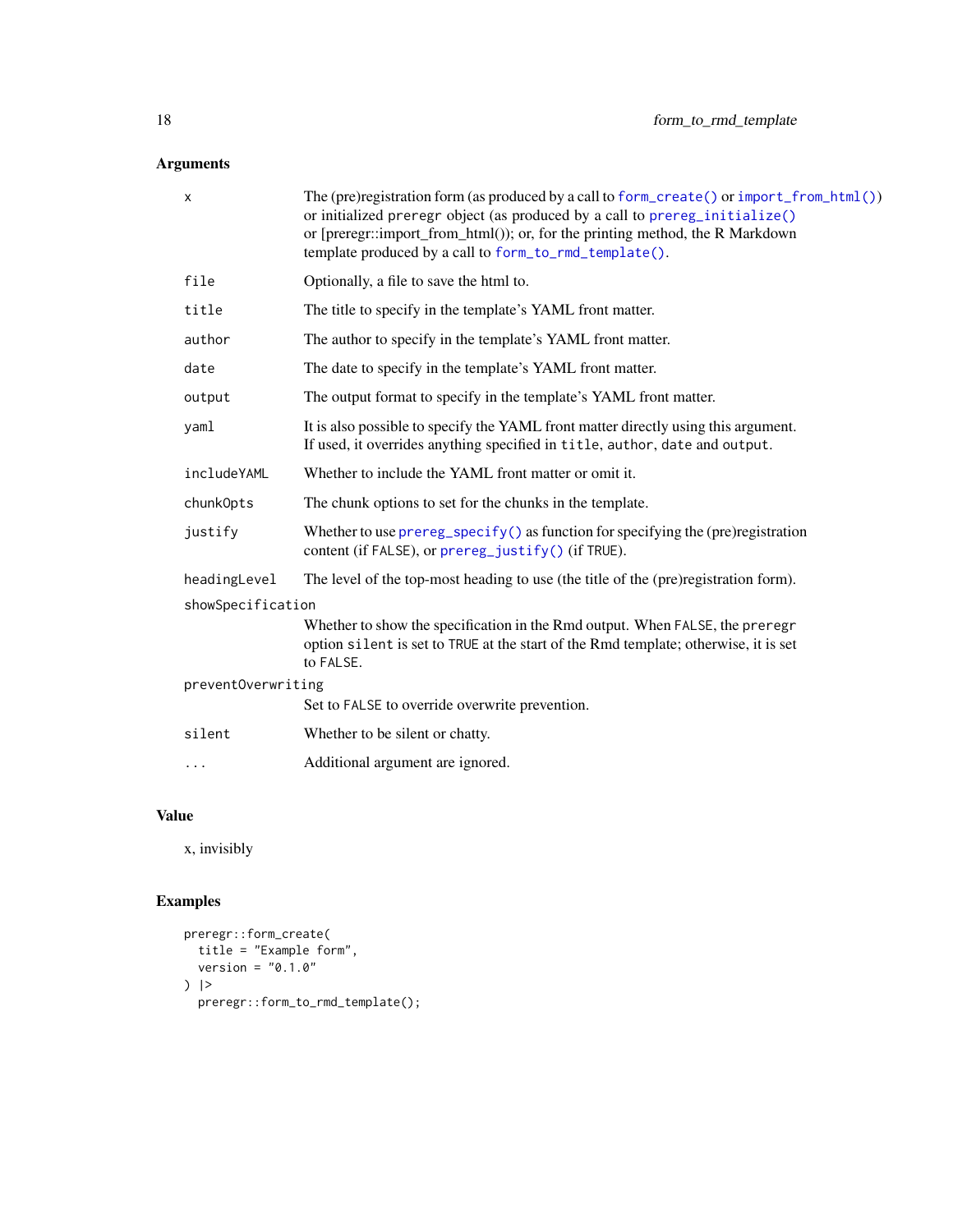## Arguments

| | |
|---|---|
| x | The (pre)registration form (as produced by a call to form_create() or import_from_html()) or initialized preregr object (as produced by a call to prereg_initialize() or [preregr::import_from_html()); or, for the printing method, the R Markdown template produced by a call to form_to_rmd_template(). |
| file | Optionally, a file to save the html to. |
| title | The title to specify in the template's YAML front matter. |
| author | The author to specify in the template's YAML front matter. |
| date | The date to specify in the template's YAML front matter. |
| output | The output format to specify in the template's YAML front matter. |
| yaml | It is also possible to specify the YAML front matter directly using this argument. If used, it overrides anything specified in `title`, `author`, `date` and `output`. |
| includeYAML | Whether to include the YAML front matter or omit it. |
| chunkOpts | The chunk options to set for the chunks in the template. |
| justify | Whether to use prereg_specify() as function for specifying the (pre)registration content (if `FALSE`), or prereg_justify() (if `TRUE`). |
| headingLevel | The level of the top-most heading to use (the title of the (pre)registration form). |
| showSpecification | Whether to show the specification in the Rmd output. When `FALSE`, the `preregr` option `silent` is set to `TRUE` at the start of the Rmd template; otherwise, it is set to `FALSE`. |
| preventOverwriting | Set to `FALSE` to override overwrite prevention. |
| silent | Whether to be silent or chatty. |
| ... | Additional argument are ignored. |

## Value

x, invisibly

## Examples

```
preregr::form_create(
  title = "Example form",
  version = "0.1.0"
) |>
  preregr::form_to_rmd_template();
```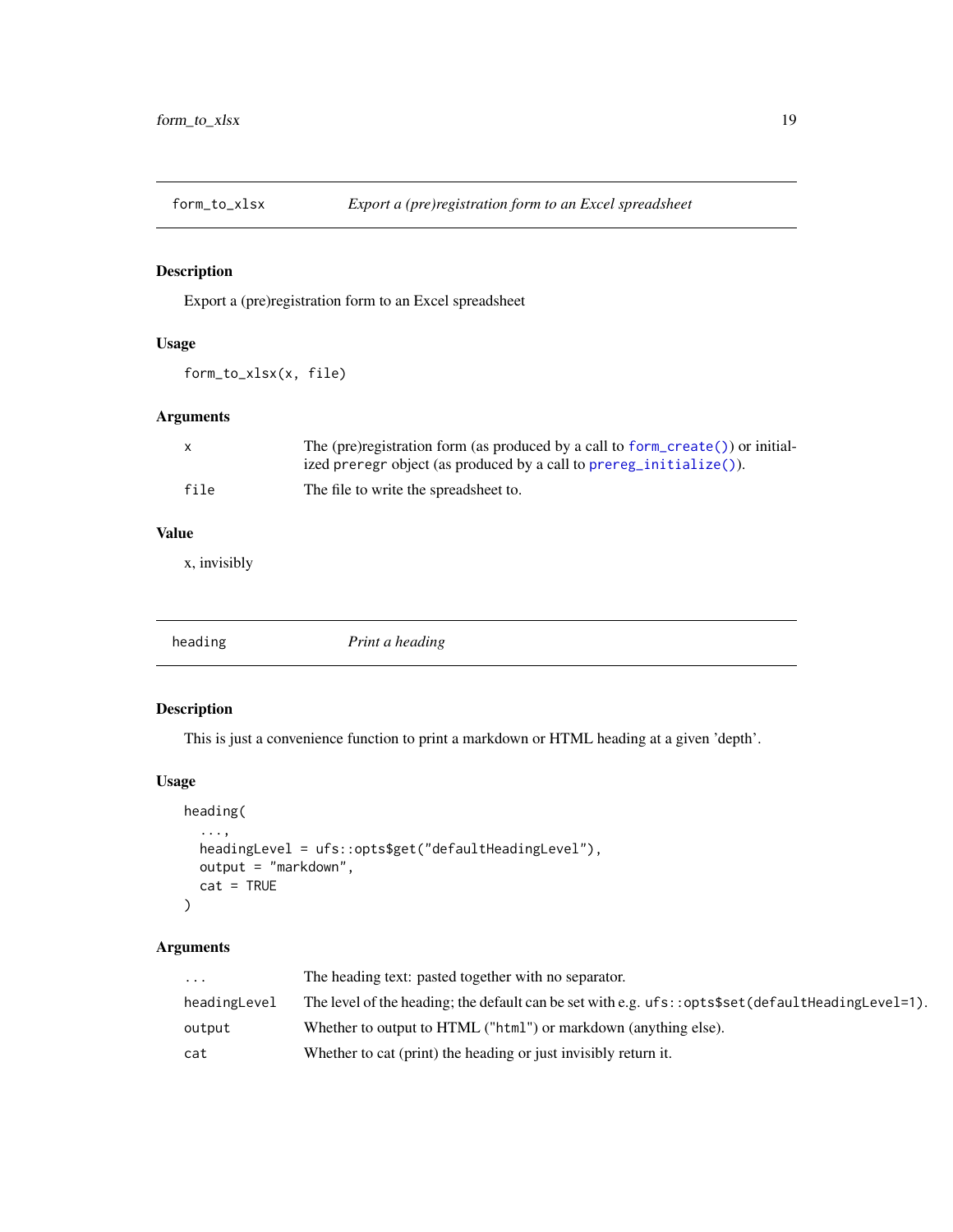## form_to_xlsx — *Export a (pre)registration form to an Excel spreadsheet*

### Description

Export a (pre)registration form to an Excel spreadsheet

### Usage

```
form_to_xlsx(x, file)
```

### Arguments

| | |
|---|---|
| `x` | The (pre)registration form (as produced by a call to `form_create()`) or initialized `preregr` object (as produced by a call to `prereg_initialize()`). |
| `file` | The file to write the spreadsheet to. |

### Value

x, invisibly

## heading — *Print a heading*

### Description

This is just a convenience function to print a markdown or HTML heading at a given 'depth'.

### Usage

```
heading(
  ...,
  headingLevel = ufs::opts$get("defaultHeadingLevel"),
  output = "markdown",
  cat = TRUE
)
```

### Arguments

| | |
|---|---|
| `...` | The heading text: pasted together with no separator. |
| `headingLevel` | The level of the heading; the default can be set with e.g. `ufs::opts$set(defaultHeadingLevel=1)`. |
| `output` | Whether to output to HTML (`"html"`) or markdown (anything else). |
| `cat` | Whether to cat (print) the heading or just invisibly return it. |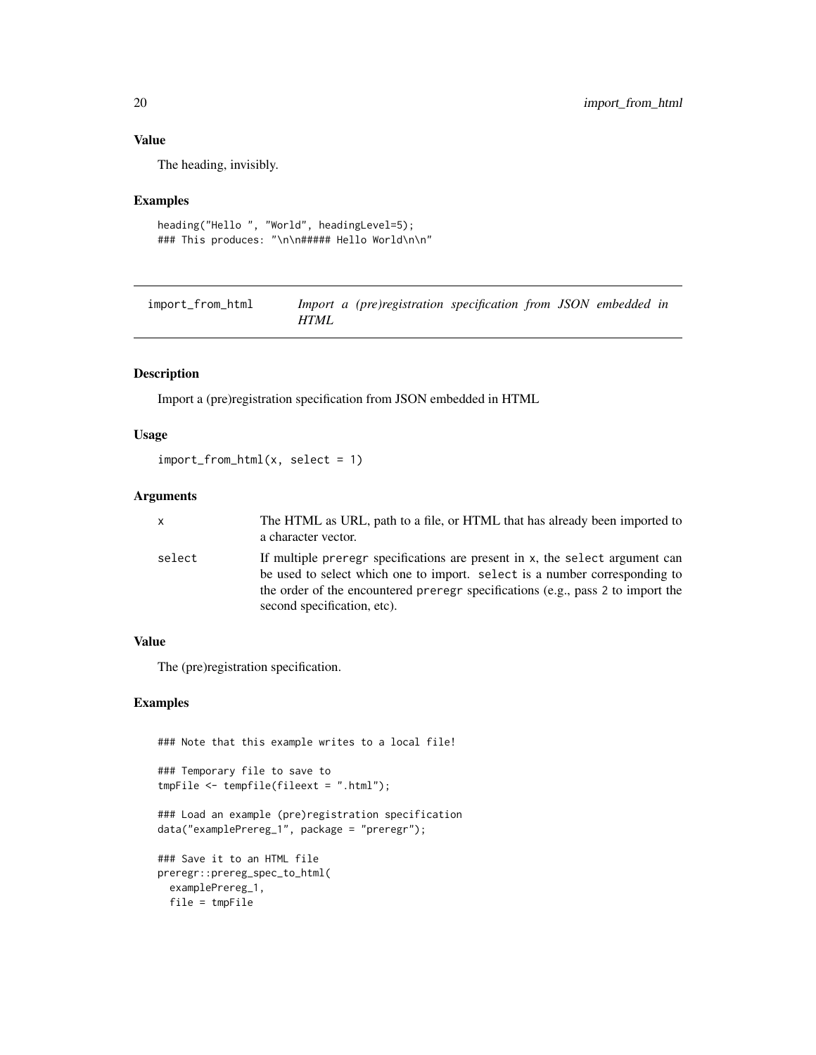## Value

The heading, invisibly.

## Examples

```
heading("Hello ", "World", headingLevel=5);
### This produces: "\n\n##### Hello World\n\n"
```

---

import_from_html    *Import a (pre)registration specification from JSON embedded in HTML*

---

## Description

Import a (pre)registration specification from JSON embedded in HTML

## Usage

```
import_from_html(x, select = 1)
```

## Arguments

| | |
|---|---|
| x | The HTML as URL, path to a file, or HTML that has already been imported to a character vector. |
| select | If multiple preregr specifications are present in x, the select argument can be used to select which one to import. select is a number corresponding to the order of the encountered preregr specifications (e.g., pass 2 to import the second specification, etc). |

## Value

The (pre)registration specification.

## Examples

```
### Note that this example writes to a local file!

### Temporary file to save to
tmpFile <- tempfile(fileext = ".html");

### Load an example (pre)registration specification
data("examplePrereg_1", package = "preregr");

### Save it to an HTML file
preregr::prereg_spec_to_html(
  examplePrereg_1,
  file = tmpFile
```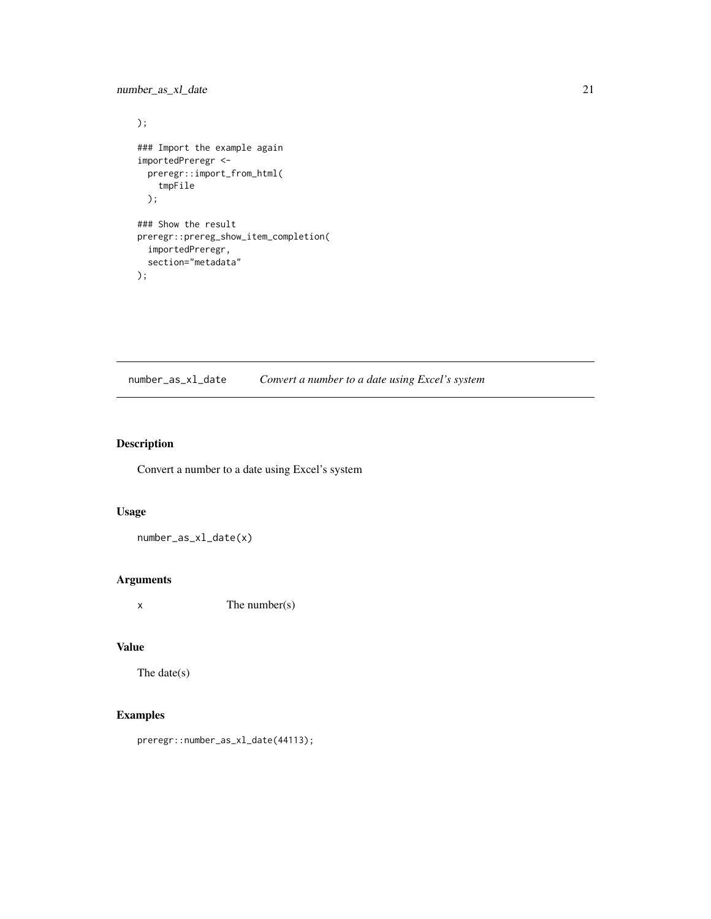```
);

### Import the example again
importedPreregr <-
  preregr::import_from_html(
    tmpFile
  );

### Show the result
preregr::prereg_show_item_completion(
  importedPreregr,
  section="metadata"
);
```

## `number_as_xl_date` *Convert a number to a date using Excel's system*

### Description

Convert a number to a date using Excel's system

### Usage

```
number_as_xl_date(x)
```

### Arguments

| | |
|---|---|
| `x` | The number(s) |

### Value

The date(s)

### Examples

```
preregr::number_as_xl_date(44113);
```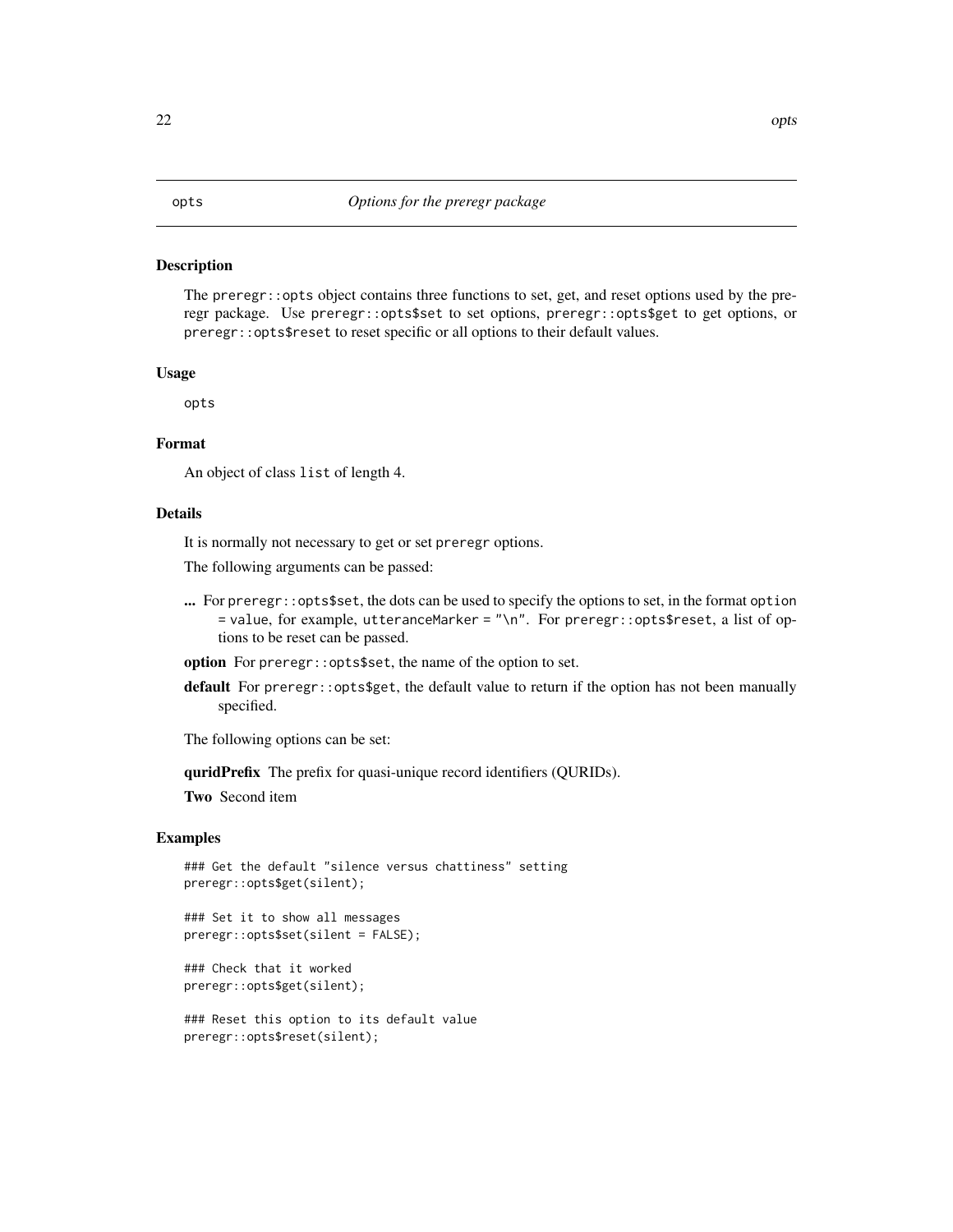# opts — *Options for the preregr package*

## Description

The `preregr::opts` object contains three functions to set, get, and reset options used by the preregr package. Use `preregr::opts$set` to set options, `preregr::opts$get` to get options, or `preregr::opts$reset` to reset specific or all options to their default values.

## Usage

```
opts
```

## Format

An object of class `list` of length 4.

## Details

It is normally not necessary to get or set `preregr` options.

The following arguments can be passed:

**...** For `preregr::opts$set`, the dots can be used to specify the options to set, in the format `option = value`, for example, `utteranceMarker = "\n"`. For `preregr::opts$reset`, a list of options to be reset can be passed.

**option** For `preregr::opts$set`, the name of the option to set.

**default** For `preregr::opts$get`, the default value to return if the option has not been manually specified.

The following options can be set:

**quridPrefix** The prefix for quasi-unique record identifiers (QURIDs).

**Two** Second item

## Examples

```
### Get the default "silence versus chattiness" setting
preregr::opts$get(silent);

### Set it to show all messages
preregr::opts$set(silent = FALSE);

### Check that it worked
preregr::opts$get(silent);

### Reset this option to its default value
preregr::opts$reset(silent);
```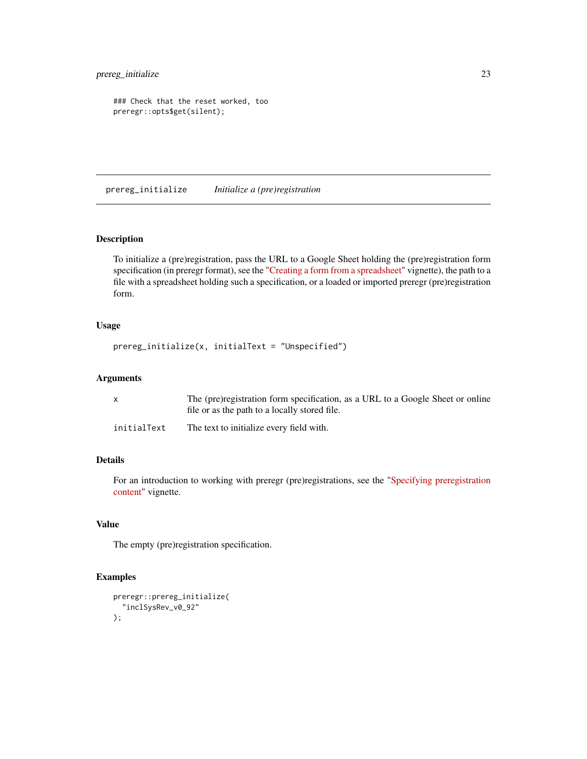```
### Check that the reset worked, too
preregr::opts$get(silent);
```

## prereg_initialize *Initialize a (pre)registration*

### Description

To initialize a (pre)registration, pass the URL to a Google Sheet holding the (pre)registration form specification (in preregr format), see the "Creating a form from a spreadsheet" vignette), the path to a file with a spreadsheet holding such a specification, or a loaded or imported preregr (pre)registration form.

### Usage

```
prereg_initialize(x, initialText = "Unspecified")
```

### Arguments

| | |
|---|---|
| x | The (pre)registration form specification, as a URL to a Google Sheet or online file or as the path to a locally stored file. |
| initialText | The text to initialize every field with. |

### Details

For an introduction to working with preregr (pre)registrations, see the "Specifying preregistration content" vignette.

### Value

The empty (pre)registration specification.

### Examples

```
preregr::prereg_initialize(
  "inclSysRev_v0_92"
);
```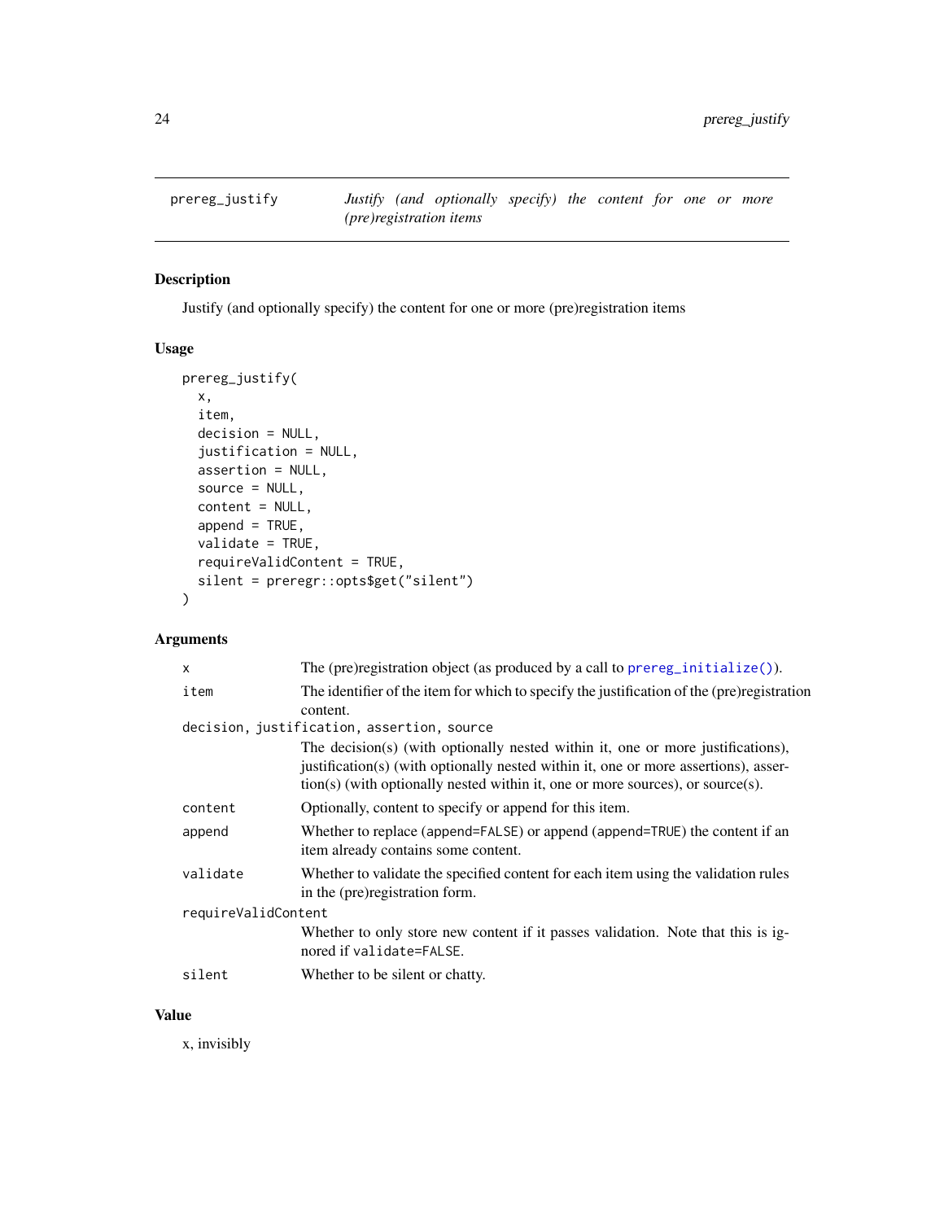prereg_justify — *Justify (and optionally specify) the content for one or more (pre)registration items*

## Description

Justify (and optionally specify) the content for one or more (pre)registration items

## Usage

```
prereg_justify(
  x,
  item,
  decision = NULL,
  justification = NULL,
  assertion = NULL,
  source = NULL,
  content = NULL,
  append = TRUE,
  validate = TRUE,
  requireValidContent = TRUE,
  silent = preregr::opts$get("silent")
)
```

## Arguments

| | |
|---|---|
| `x` | The (pre)registration object (as produced by a call to `prereg_initialize()`). |
| `item` | The identifier of the item for which to specify the justification of the (pre)registration content. |
| `decision, justification, assertion, source` | The decision(s) (with optionally nested within it, one or more justifications), justification(s) (with optionally nested within it, one or more assertions), assertion(s) (with optionally nested within it, one or more sources), or source(s). |
| `content` | Optionally, content to specify or append for this item. |
| `append` | Whether to replace (`append=FALSE`) or append (`append=TRUE`) the content if an item already contains some content. |
| `validate` | Whether to validate the specified content for each item using the validation rules in the (pre)registration form. |
| `requireValidContent` | Whether to only store new content if it passes validation. Note that this is ignored if `validate=FALSE`. |
| `silent` | Whether to be silent or chatty. |

## Value

x, invisibly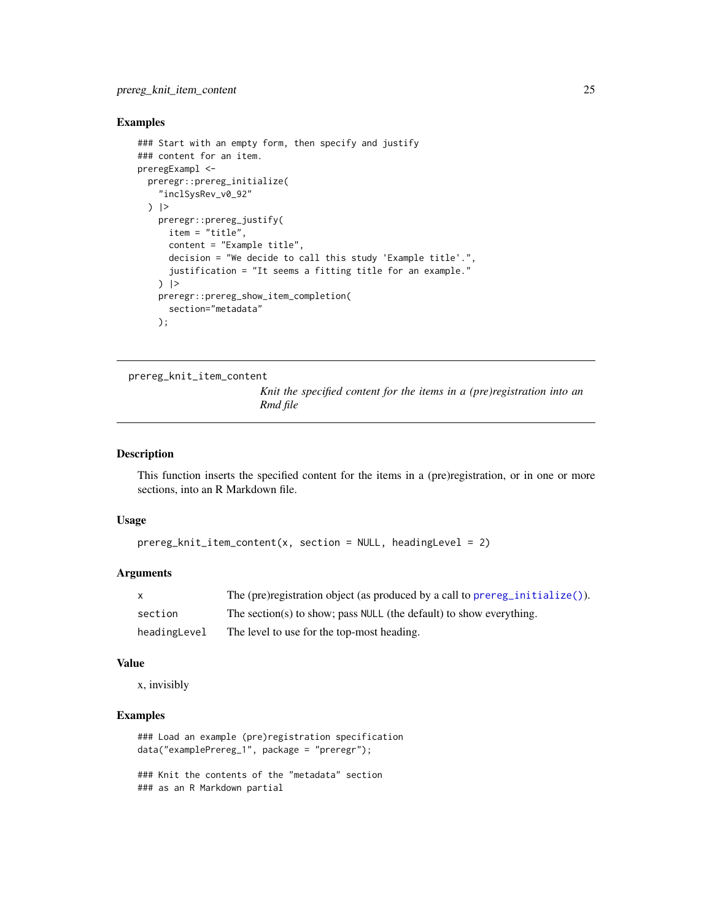## Examples

```
### Start with an empty form, then specify and justify
### content for an item.
preregExampl <-
  preregr::prereg_initialize(
    "inclSysRev_v0_92"
  ) |>
    preregr::prereg_justify(
      item = "title",
      content = "Example title",
      decision = "We decide to call this study 'Example title'.",
      justification = "It seems a fitting title for an example."
    ) |>
    preregr::prereg_show_item_completion(
      section="metadata"
    );
```

---

prereg_knit_item_content    *Knit the specified content for the items in a (pre)registration into an Rmd file*

---

## Description

This function inserts the specified content for the items in a (pre)registration, or in one or more sections, into an R Markdown file.

## Usage

```
prereg_knit_item_content(x, section = NULL, headingLevel = 2)
```

## Arguments

| | |
|---|---|
| x | The (pre)registration object (as produced by a call to prereg_initialize()). |
| section | The section(s) to show; pass NULL (the default) to show everything. |
| headingLevel | The level to use for the top-most heading. |

## Value

x, invisibly

## Examples

```
### Load an example (pre)registration specification
data("examplePrereg_1", package = "preregr");

### Knit the contents of the "metadata" section
### as an R Markdown partial
```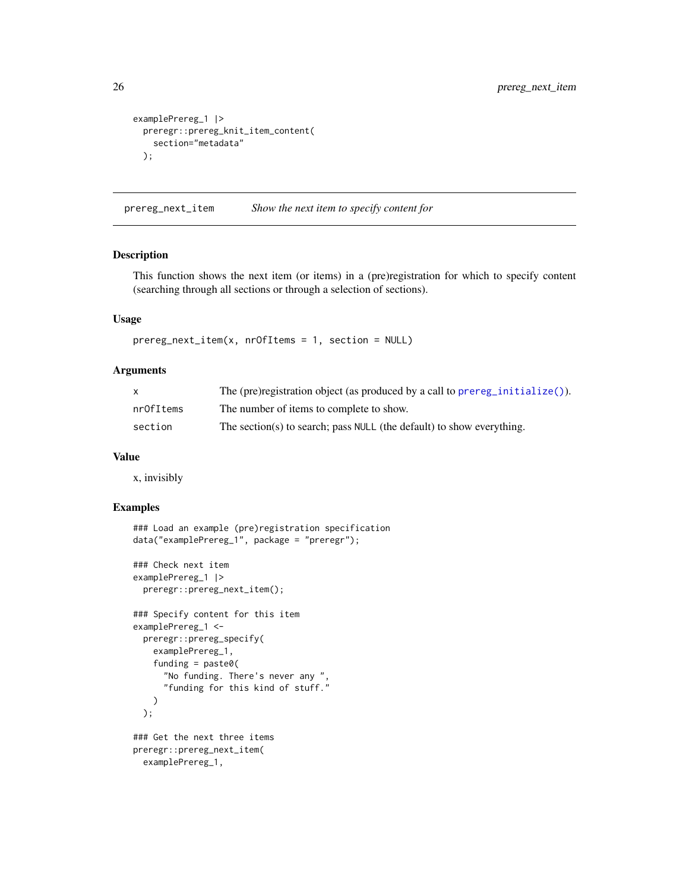```
examplePrereg_1 |>
  preregr::prereg_knit_item_content(
    section="metadata"
  );
```

## prereg_next_item *Show the next item to specify content for*

### Description

This function shows the next item (or items) in a (pre)registration for which to specify content (searching through all sections or through a selection of sections).

### Usage

```
prereg_next_item(x, nrOfItems = 1, section = NULL)
```

### Arguments

| | |
|---|---|
| x | The (pre)registration object (as produced by a call to prereg_initialize()). |
| nrOfItems | The number of items to complete to show. |
| section | The section(s) to search; pass NULL (the default) to show everything. |

### Value

x, invisibly

### Examples

```
### Load an example (pre)registration specification
data("examplePrereg_1", package = "preregr");

### Check next item
examplePrereg_1 |>
  preregr::prereg_next_item();

### Specify content for this item
examplePrereg_1 <-
  preregr::prereg_specify(
    examplePrereg_1,
    funding = paste0(
      "No funding. There's never any ",
      "funding for this kind of stuff."
    )
  );

### Get the next three items
preregr::prereg_next_item(
  examplePrereg_1,
```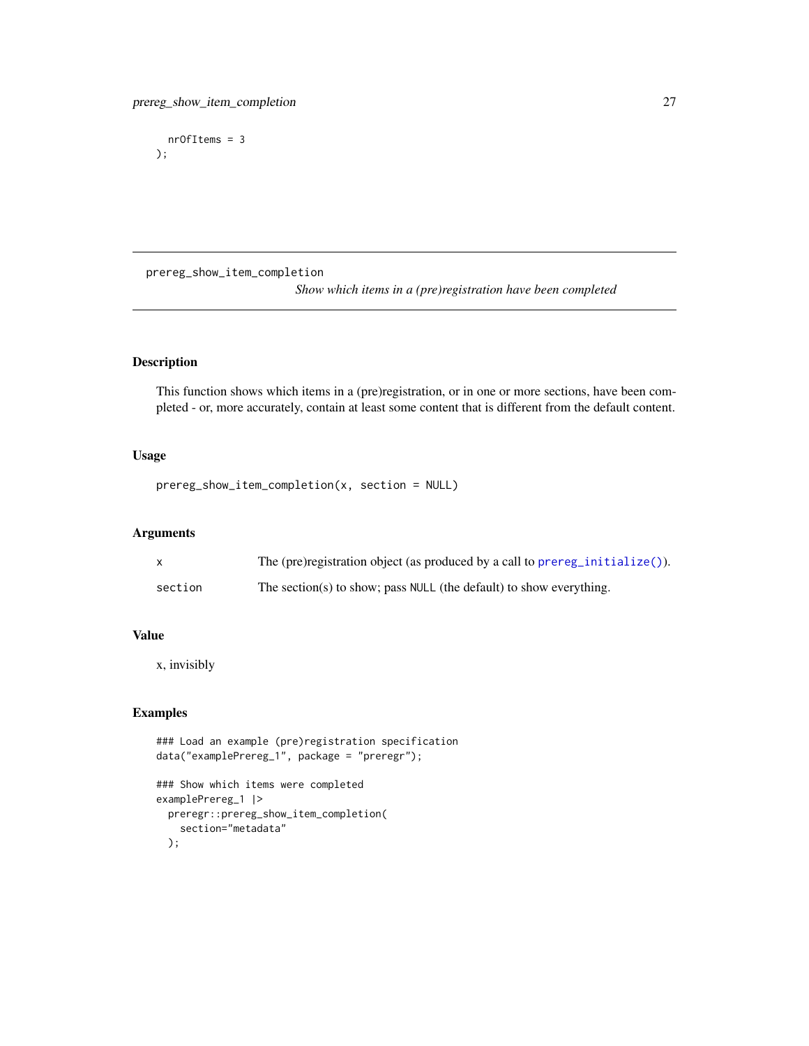```
  nrOfItems = 3
);
```

---

## prereg_show_item_completion

*Show which items in a (pre)registration have been completed*

---

### Description

This function shows which items in a (pre)registration, or in one or more sections, have been completed - or, more accurately, contain at least some content that is different from the default content.

### Usage

```
prereg_show_item_completion(x, section = NULL)
```

### Arguments

| | |
|---|---|
| x | The (pre)registration object (as produced by a call to `prereg_initialize()`). |
| section | The section(s) to show; pass `NULL` (the default) to show everything. |

### Value

x, invisibly

### Examples

```
### Load an example (pre)registration specification
data("examplePrereg_1", package = "preregr");

### Show which items were completed
examplePrereg_1 |>
  preregr::prereg_show_item_completion(
    section="metadata"
  );
```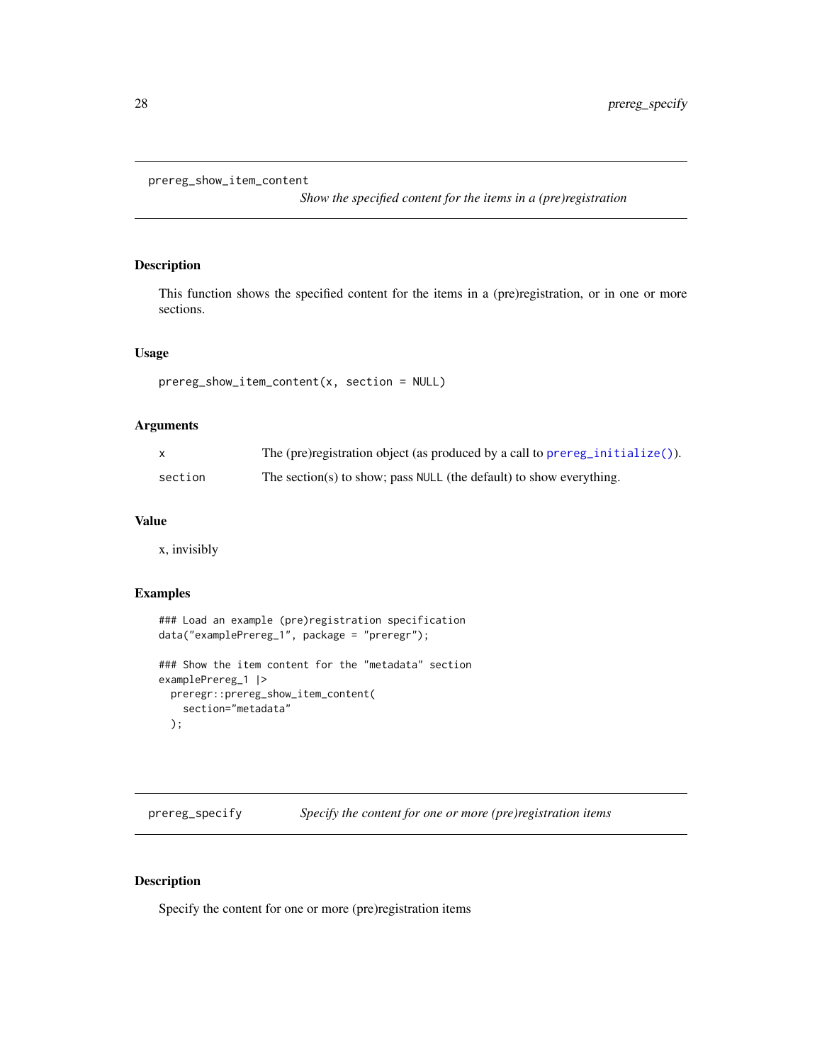## prereg_show_item_content

*Show the specified content for the items in a (pre)registration*

### Description

This function shows the specified content for the items in a (pre)registration, or in one or more sections.

### Usage

```
prereg_show_item_content(x, section = NULL)
```

### Arguments

| | |
|---|---|
| x | The (pre)registration object (as produced by a call to `prereg_initialize()`). |
| section | The section(s) to show; pass `NULL` (the default) to show everything. |

### Value

x, invisibly

### Examples

```
### Load an example (pre)registration specification
data("examplePrereg_1", package = "preregr");

### Show the item content for the "metadata" section
examplePrereg_1 |>
  preregr::prereg_show_item_content(
    section="metadata"
  );
```

## prereg_specify

*Specify the content for one or more (pre)registration items*

### Description

Specify the content for one or more (pre)registration items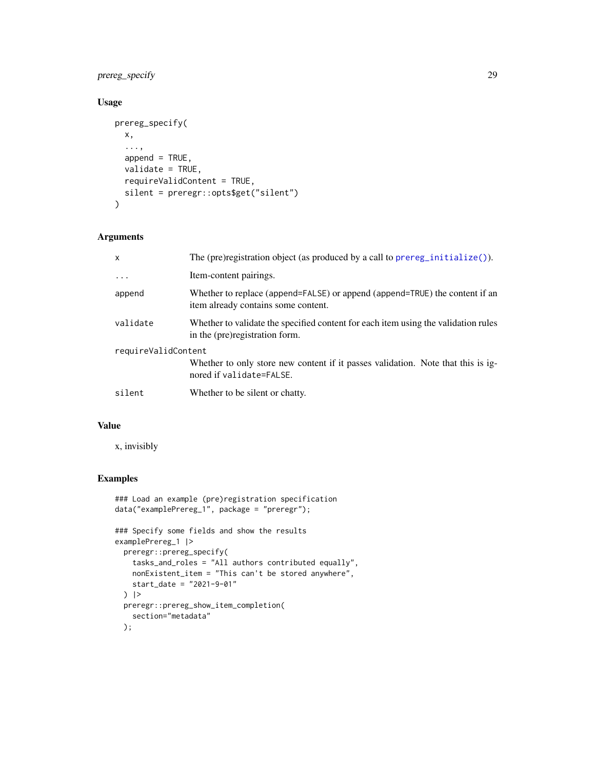## Usage

```
prereg_specify(
  x,
  ...,
  append = TRUE,
  validate = TRUE,
  requireValidContent = TRUE,
  silent = preregr::opts$get("silent")
)
```

## Arguments

| | |
|---|---|
| x | The (pre)registration object (as produced by a call to prereg_initialize()). |
| ... | Item-content pairings. |
| append | Whether to replace (append=FALSE) or append (append=TRUE) the content if an item already contains some content. |
| validate | Whether to validate the specified content for each item using the validation rules in the (pre)registration form. |
| requireValidContent | Whether to only store new content if it passes validation. Note that this is ignored if validate=FALSE. |
| silent | Whether to be silent or chatty. |

## Value

x, invisibly

## Examples

```
### Load an example (pre)registration specification
data("examplePrereg_1", package = "preregr");

### Specify some fields and show the results
examplePrereg_1 |>
  preregr::prereg_specify(
    tasks_and_roles = "All authors contributed equally",
    nonExistent_item = "This can't be stored anywhere",
    start_date = "2021-9-01"
  ) |>
  preregr::prereg_show_item_completion(
    section="metadata"
  );
```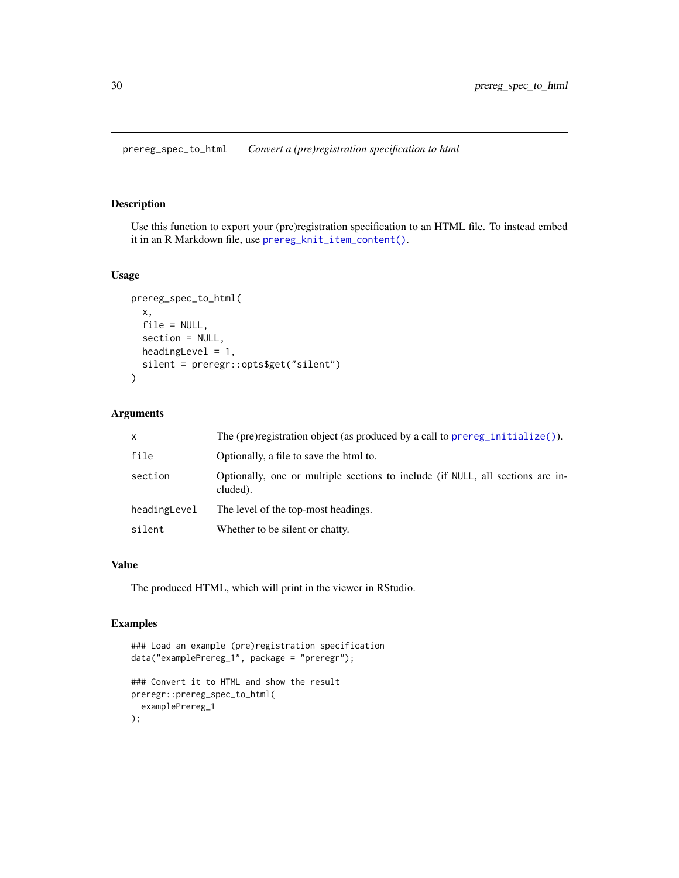## prereg_spec_to_html — *Convert a (pre)registration specification to html*

### Description

Use this function to export your (pre)registration specification to an HTML file. To instead embed it in an R Markdown file, use `prereg_knit_item_content()`.

### Usage

```
prereg_spec_to_html(
  x,
  file = NULL,
  section = NULL,
  headingLevel = 1,
  silent = preregr::opts$get("silent")
)
```

### Arguments

| | |
|---|---|
| `x` | The (pre)registration object (as produced by a call to `prereg_initialize()`). |
| `file` | Optionally, a file to save the html to. |
| `section` | Optionally, one or multiple sections to include (if `NULL`, all sections are included). |
| `headingLevel` | The level of the top-most headings. |
| `silent` | Whether to be silent or chatty. |

### Value

The produced HTML, which will print in the viewer in RStudio.

### Examples

```
### Load an example (pre)registration specification
data("examplePrereg_1", package = "preregr");

### Convert it to HTML and show the result
preregr::prereg_spec_to_html(
  examplePrereg_1
);
```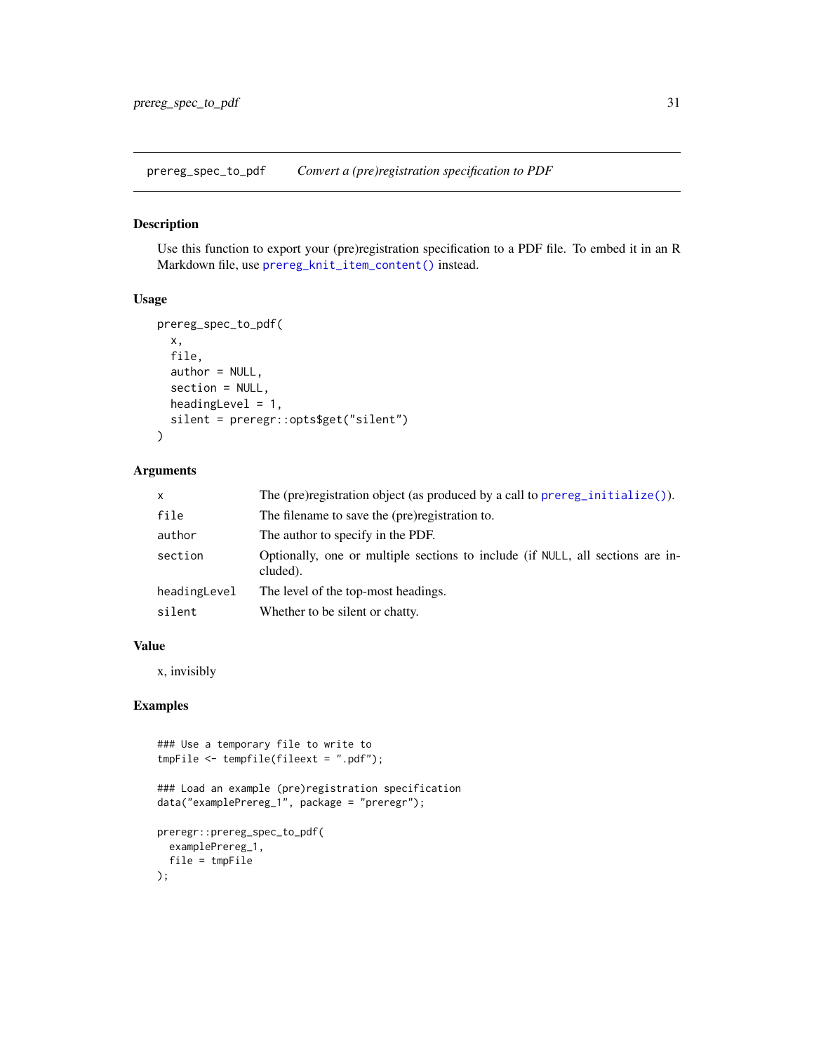## prereg_spec_to_pdf    *Convert a (pre)registration specification to PDF*

### Description

Use this function to export your (pre)registration specification to a PDF file. To embed it in an R Markdown file, use `prereg_knit_item_content()` instead.

### Usage

```
prereg_spec_to_pdf(
  x,
  file,
  author = NULL,
  section = NULL,
  headingLevel = 1,
  silent = preregr::opts$get("silent")
)
```

### Arguments

| | |
|---|---|
| `x` | The (pre)registration object (as produced by a call to `prereg_initialize()`). |
| `file` | The filename to save the (pre)registration to. |
| `author` | The author to specify in the PDF. |
| `section` | Optionally, one or multiple sections to include (if `NULL`, all sections are included). |
| `headingLevel` | The level of the top-most headings. |
| `silent` | Whether to be silent or chatty. |

### Value

x, invisibly

### Examples

```
### Use a temporary file to write to
tmpFile <- tempfile(fileext = ".pdf");

### Load an example (pre)registration specification
data("examplePrereg_1", package = "preregr");

preregr::prereg_spec_to_pdf(
  examplePrereg_1,
  file = tmpFile
);
```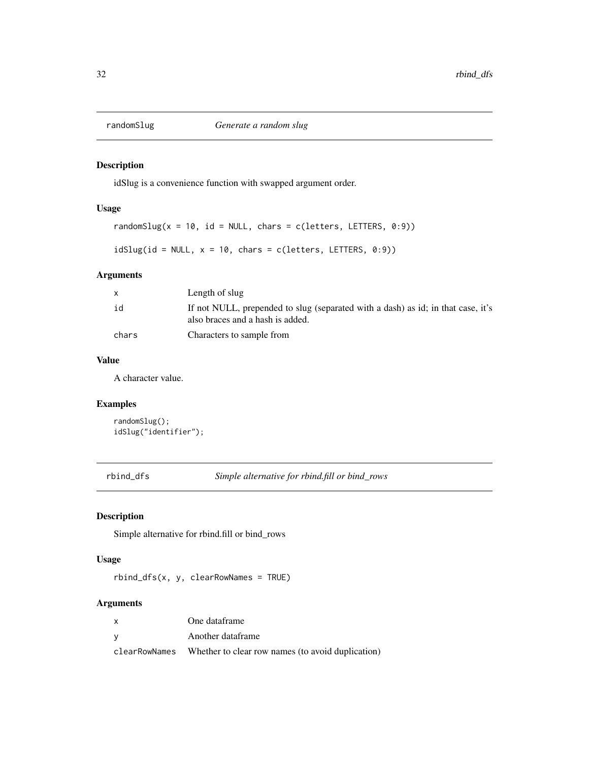## randomSlug — *Generate a random slug*

### Description

idSlug is a convenience function with swapped argument order.

### Usage

```
randomSlug(x = 10, id = NULL, chars = c(letters, LETTERS, 0:9))

idSlug(id = NULL, x = 10, chars = c(letters, LETTERS, 0:9))
```

### Arguments

| | |
|---|---|
| x | Length of slug |
| id | If not NULL, prepended to slug (separated with a dash) as id; in that case, it's also braces and a hash is added. |
| chars | Characters to sample from |

### Value

A character value.

### Examples

```
randomSlug();
idSlug("identifier");
```

## rbind_dfs — *Simple alternative for rbind.fill or bind_rows*

### Description

Simple alternative for rbind.fill or bind_rows

### Usage

```
rbind_dfs(x, y, clearRowNames = TRUE)
```

### Arguments

| | |
|---|---|
| x | One dataframe |
| y | Another dataframe |
| clearRowNames | Whether to clear row names (to avoid duplication) |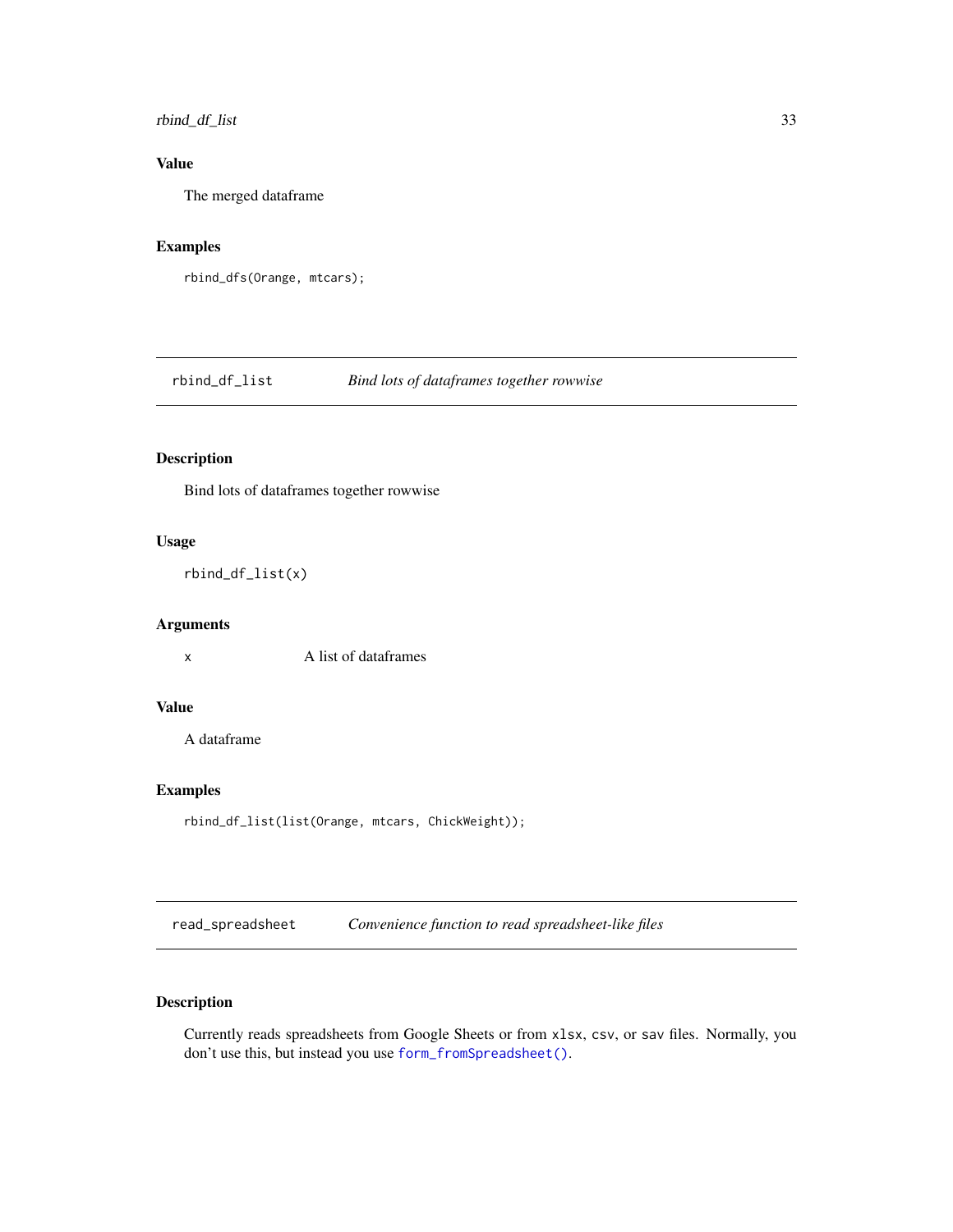## Value

The merged dataframe

## Examples

```
rbind_dfs(Orange, mtcars);
```

---

# rbind_df_list — *Bind lots of dataframes together rowwise*

## Description

Bind lots of dataframes together rowwise

## Usage

```
rbind_df_list(x)
```

## Arguments

| | |
|---|---|
| x | A list of dataframes |

## Value

A dataframe

## Examples

```
rbind_df_list(list(Orange, mtcars, ChickWeight));
```

---

# read_spreadsheet — *Convenience function to read spreadsheet-like files*

## Description

Currently reads spreadsheets from Google Sheets or from `xlsx`, `csv`, or `sav` files. Normally, you don't use this, but instead you use `form_fromSpreadsheet()`.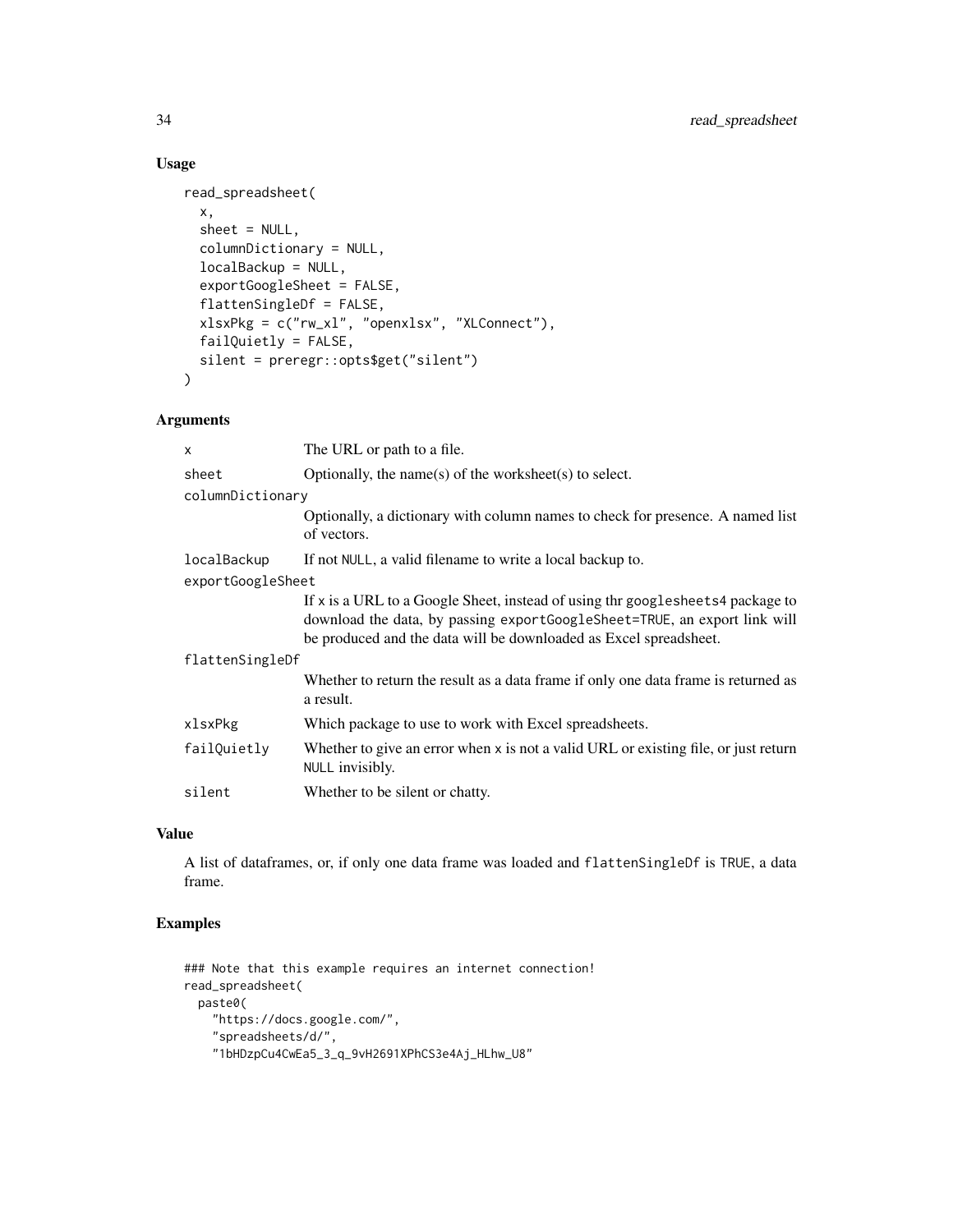## Usage

```
read_spreadsheet(
  x,
  sheet = NULL,
  columnDictionary = NULL,
  localBackup = NULL,
  exportGoogleSheet = FALSE,
  flattenSingleDf = FALSE,
  xlsxPkg = c("rw_xl", "openxlsx", "XLConnect"),
  failQuietly = FALSE,
  silent = preregr::opts$get("silent")
)
```

## Arguments

| | |
|---|---|
| x | The URL or path to a file. |
| sheet | Optionally, the name(s) of the worksheet(s) to select. |
| columnDictionary | Optionally, a dictionary with column names to check for presence. A named list of vectors. |
| localBackup | If not NULL, a valid filename to write a local backup to. |
| exportGoogleSheet | If x is a URL to a Google Sheet, instead of using thr googlesheets4 package to download the data, by passing exportGoogleSheet=TRUE, an export link will be produced and the data will be downloaded as Excel spreadsheet. |
| flattenSingleDf | Whether to return the result as a data frame if only one data frame is returned as a result. |
| xlsxPkg | Which package to use to work with Excel spreadsheets. |
| failQuietly | Whether to give an error when x is not a valid URL or existing file, or just return NULL invisibly. |
| silent | Whether to be silent or chatty. |

## Value

A list of dataframes, or, if only one data frame was loaded and flattenSingleDf is TRUE, a data frame.

## Examples

```
### Note that this example requires an internet connection!
read_spreadsheet(
  paste0(
    "https://docs.google.com/",
    "spreadsheets/d/",
    "1bHDzpCu4CwEa5_3_q_9vH2691XPhCS3e4Aj_HLhw_U8"
```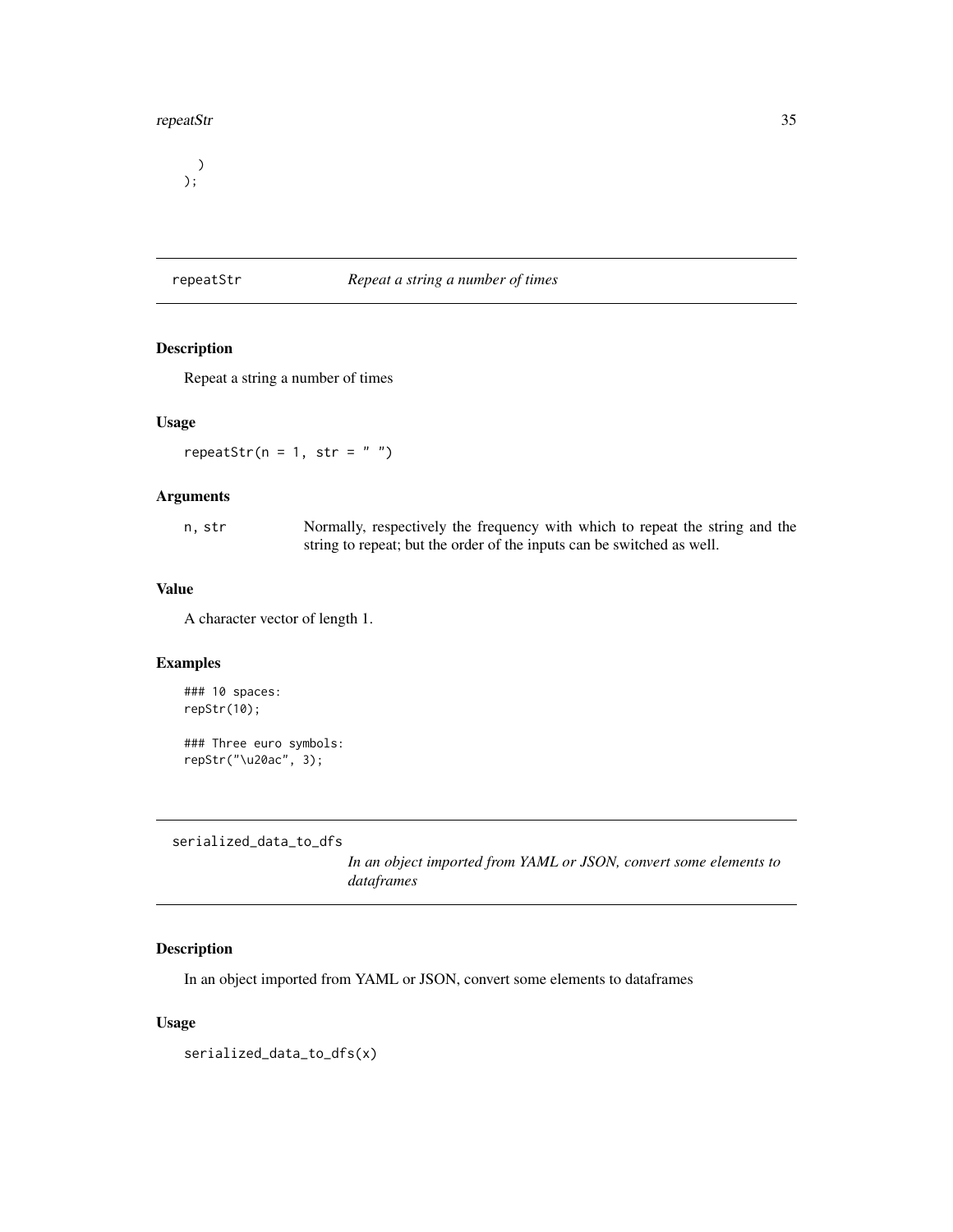```
  )
);
```

## repeatStr — *Repeat a string a number of times*

### Description

Repeat a string a number of times

### Usage

```
repeatStr(n = 1, str = " ")
```

### Arguments

| | |
|---|---|
| n, str | Normally, respectively the frequency with which to repeat the string and the string to repeat; but the order of the inputs can be switched as well. |

### Value

A character vector of length 1.

### Examples

```
### 10 spaces:
repStr(10);

### Three euro symbols:
repStr("\u20ac", 3);
```

## serialized_data_to_dfs — *In an object imported from YAML or JSON, convert some elements to dataframes*

### Description

In an object imported from YAML or JSON, convert some elements to dataframes

### Usage

```
serialized_data_to_dfs(x)
```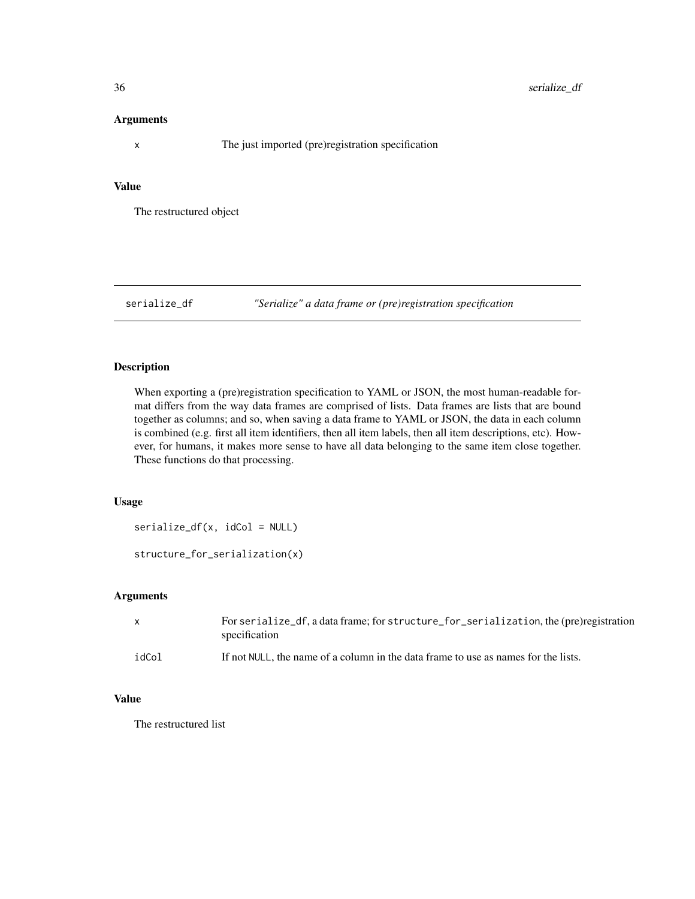### Arguments

| | |
|---|---|
| x | The just imported (pre)registration specification |

### Value

The restructured object

---

## serialize_df *"Serialize" a data frame or (pre)registration specification*

---

### Description

When exporting a (pre)registration specification to YAML or JSON, the most human-readable format differs from the way data frames are comprised of lists. Data frames are lists that are bound together as columns; and so, when saving a data frame to YAML or JSON, the data in each column is combined (e.g. first all item identifiers, then all item labels, then all item descriptions, etc). However, for humans, it makes more sense to have all data belonging to the same item close together. These functions do that processing.

### Usage

```
serialize_df(x, idCol = NULL)

structure_for_serialization(x)
```

### Arguments

| | |
|---|---|
| x | For `serialize_df`, a data frame; for `structure_for_serialization`, the (pre)registration specification |
| idCol | If not `NULL`, the name of a column in the data frame to use as names for the lists. |

### Value

The restructured list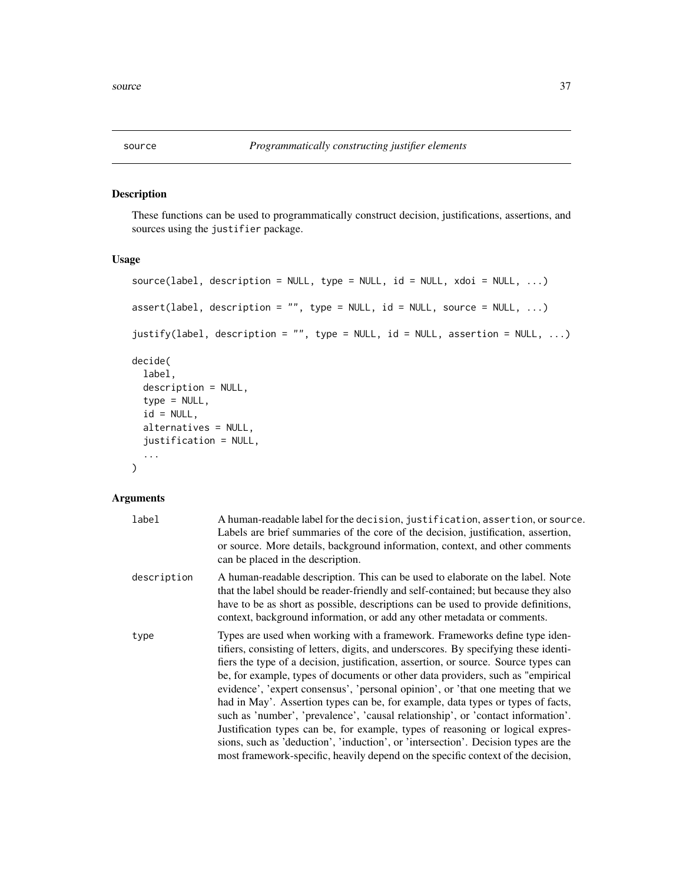source *Programmatically constructing justifier elements*

## Description

These functions can be used to programmatically construct decision, justifications, assertions, and sources using the `justifier` package.

## Usage

```
source(label, description = NULL, type = NULL, id = NULL, xdoi = NULL, ...)

assert(label, description = "", type = NULL, id = NULL, source = NULL, ...)

justify(label, description = "", type = NULL, id = NULL, assertion = NULL, ...)

decide(
  label,
  description = NULL,
  type = NULL,
  id = NULL,
  alternatives = NULL,
  justification = NULL,
  ...
)
```

## Arguments

| | |
|---|---|
| `label` | A human-readable label for the `decision`, `justification`, `assertion`, or `source`. Labels are brief summaries of the core of the decision, justification, assertion, or source. More details, background information, context, and other comments can be placed in the description. |
| `description` | A human-readable description. This can be used to elaborate on the label. Note that the label should be reader-friendly and self-contained; but because they also have to be as short as possible, descriptions can be used to provide definitions, context, background information, or add any other metadata or comments. |
| `type` | Types are used when working with a framework. Frameworks define type identifiers, consisting of letters, digits, and underscores. By specifying these identifiers the type of a decision, justification, assertion, or source. Source types can be, for example, types of documents or other data providers, such as "empirical evidence', 'expert consensus', 'personal opinion', or 'that one meeting that we had in May'. Assertion types can be, for example, data types or types of facts, such as 'number', 'prevalence', 'causal relationship', or 'contact information'. Justification types can be, for example, types of reasoning or logical expressions, such as 'deduction', 'induction', or 'intersection'. Decision types are the most framework-specific, heavily depend on the specific context of the decision, |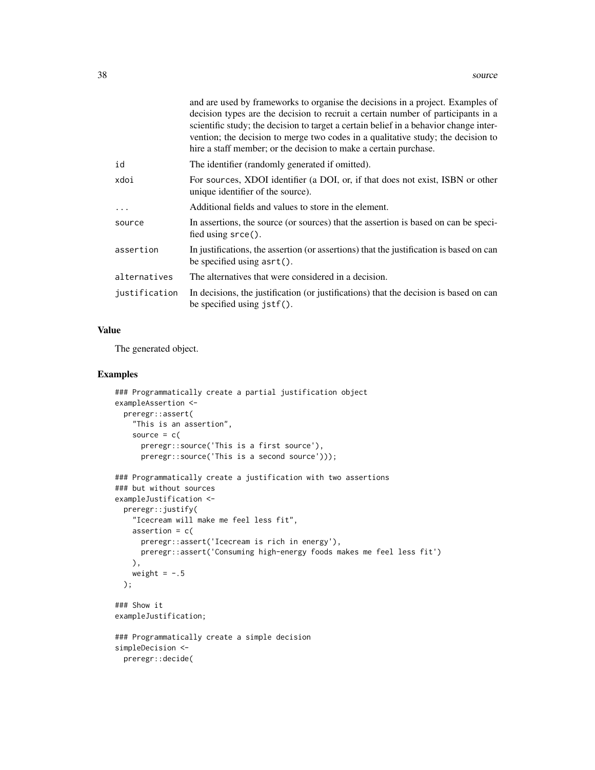and are used by frameworks to organise the decisions in a project. Examples of decision types are the decision to recruit a certain number of participants in a scientific study; the decision to target a certain belief in a behavior change intervention; the decision to merge two codes in a qualitative study; the decision to hire a staff member; or the decision to make a certain purchase.

| | |
|---|---|
| `id` | The identifier (randomly generated if omitted). |
| `xdoi` | For `source`s, XDOI identifier (a DOI, or, if that does not exist, ISBN or other unique identifier of the source). |
| `...` | Additional fields and values to store in the element. |
| `source` | In assertions, the source (or sources) that the assertion is based on can be specified using `srce()`. |
| `assertion` | In justifications, the assertion (or assertions) that the justification is based on can be specified using `asrt()`. |
| `alternatives` | The alternatives that were considered in a decision. |
| `justification` | In decisions, the justification (or justifications) that the decision is based on can be specified using `jstf()`. |

## Value

The generated object.

## Examples

```
### Programmatically create a partial justification object
exampleAssertion <-
  preregr::assert(
    "This is an assertion",
    source = c(
      preregr::source('This is a first source'),
      preregr::source('This is a second source')));

### Programmatically create a justification with two assertions
### but without sources
exampleJustification <-
  preregr::justify(
    "Icecream will make me feel less fit",
    assertion = c(
      preregr::assert('Icecream is rich in energy'),
      preregr::assert('Consuming high-energy foods makes me feel less fit')
    ),
    weight = -.5
  );

### Show it
exampleJustification;

### Programmatically create a simple decision
simpleDecision <-
  preregr::decide(
```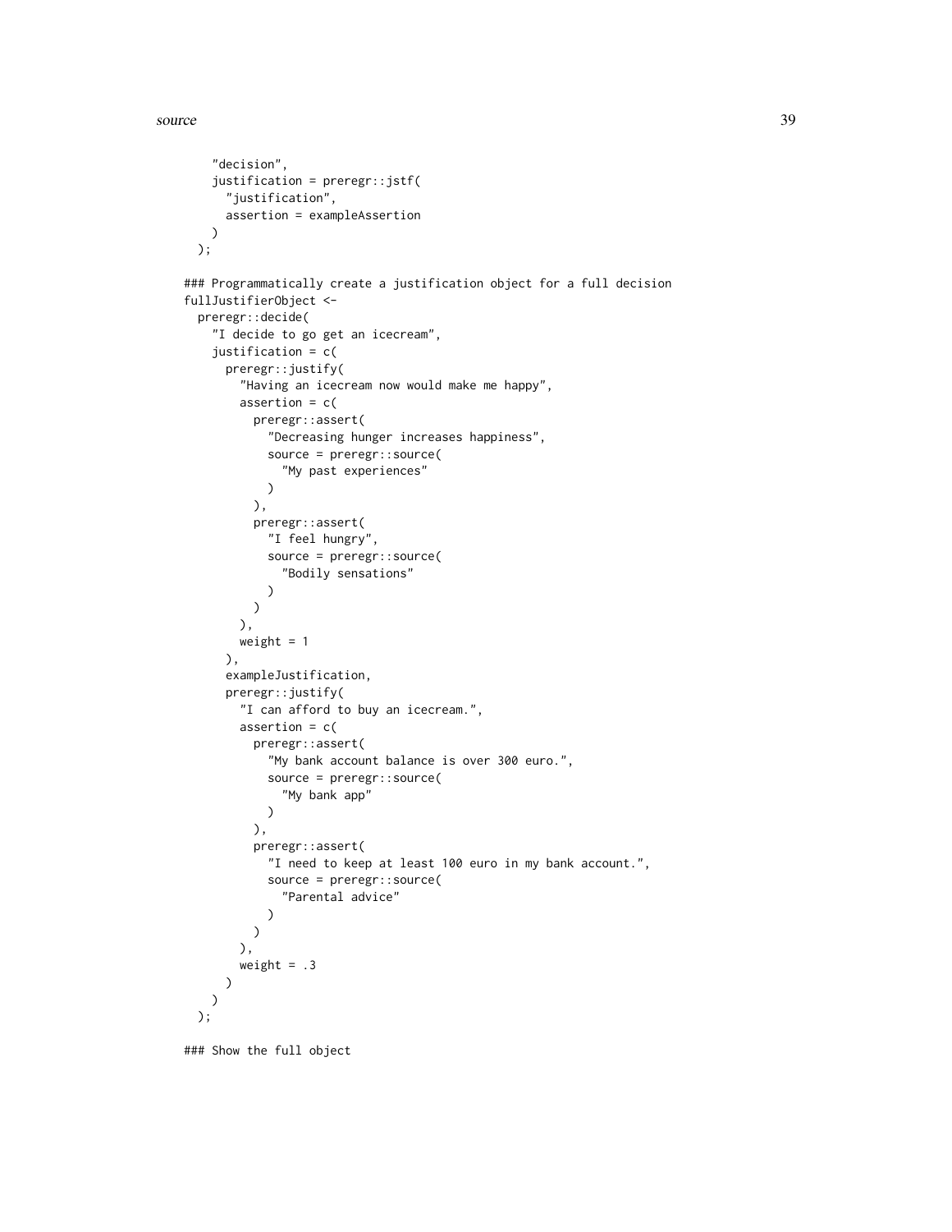```
      "decision",
      justification = preregr::jstf(
        "justification",
        assertion = exampleAssertion
      )
    );

### Programmatically create a justification object for a full decision
fullJustifierObject <-
  preregr::decide(
    "I decide to go get an icecream",
    justification = c(
      preregr::justify(
        "Having an icecream now would make me happy",
        assertion = c(
          preregr::assert(
            "Decreasing hunger increases happiness",
            source = preregr::source(
              "My past experiences"
            )
          ),
          preregr::assert(
            "I feel hungry",
            source = preregr::source(
              "Bodily sensations"
            )
          )
        ),
        weight = 1
      ),
      exampleJustification,
      preregr::justify(
        "I can afford to buy an icecream.",
        assertion = c(
          preregr::assert(
            "My bank account balance is over 300 euro.",
            source = preregr::source(
              "My bank app"
            )
          ),
          preregr::assert(
            "I need to keep at least 100 euro in my bank account.",
            source = preregr::source(
              "Parental advice"
            )
          )
        ),
        weight = .3
      )
    )
  );

### Show the full object
```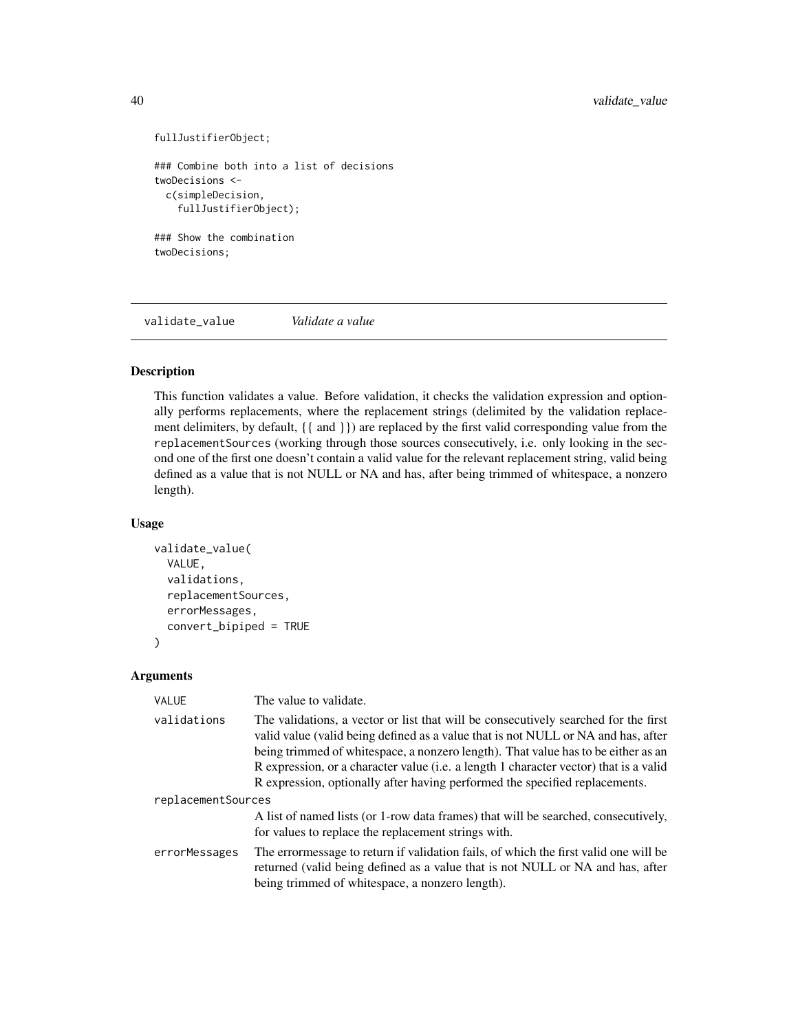```
fullJustifierObject;

### Combine both into a list of decisions
twoDecisions <-
  c(simpleDecision,
    fullJustifierObject);

### Show the combination
twoDecisions;
```

---

## validate_value *Validate a value*

---

### Description

This function validates a value. Before validation, it checks the validation expression and optionally performs replacements, where the replacement strings (delimited by the validation replacement delimiters, by default, {{ and }}) are replaced by the first valid corresponding value from the `replacementSources` (working through those sources consecutively, i.e. only looking in the second one of the first one doesn't contain a valid value for the relevant replacement string, valid being defined as a value that is not NULL or NA and has, after being trimmed of whitespace, a nonzero length).

### Usage

```
validate_value(
  VALUE,
  validations,
  replacementSources,
  errorMessages,
  convert_bipiped = TRUE
)
```

### Arguments

| | |
|---|---|
| `VALUE` | The value to validate. |
| `validations` | The validations, a vector or list that will be consecutively searched for the first valid value (valid being defined as a value that is not NULL or NA and has, after being trimmed of whitespace, a nonzero length). That value has to be either as an R expression, or a character value (i.e. a length 1 character vector) that is a valid R expression, optionally after having performed the specified replacements. |
| `replacementSources` | A list of named lists (or 1-row data frames) that will be searched, consecutively, for values to replace the replacement strings with. |
| `errorMessages` | The errormessage to return if validation fails, of which the first valid one will be returned (valid being defined as a value that is not NULL or NA and has, after being trimmed of whitespace, a nonzero length). |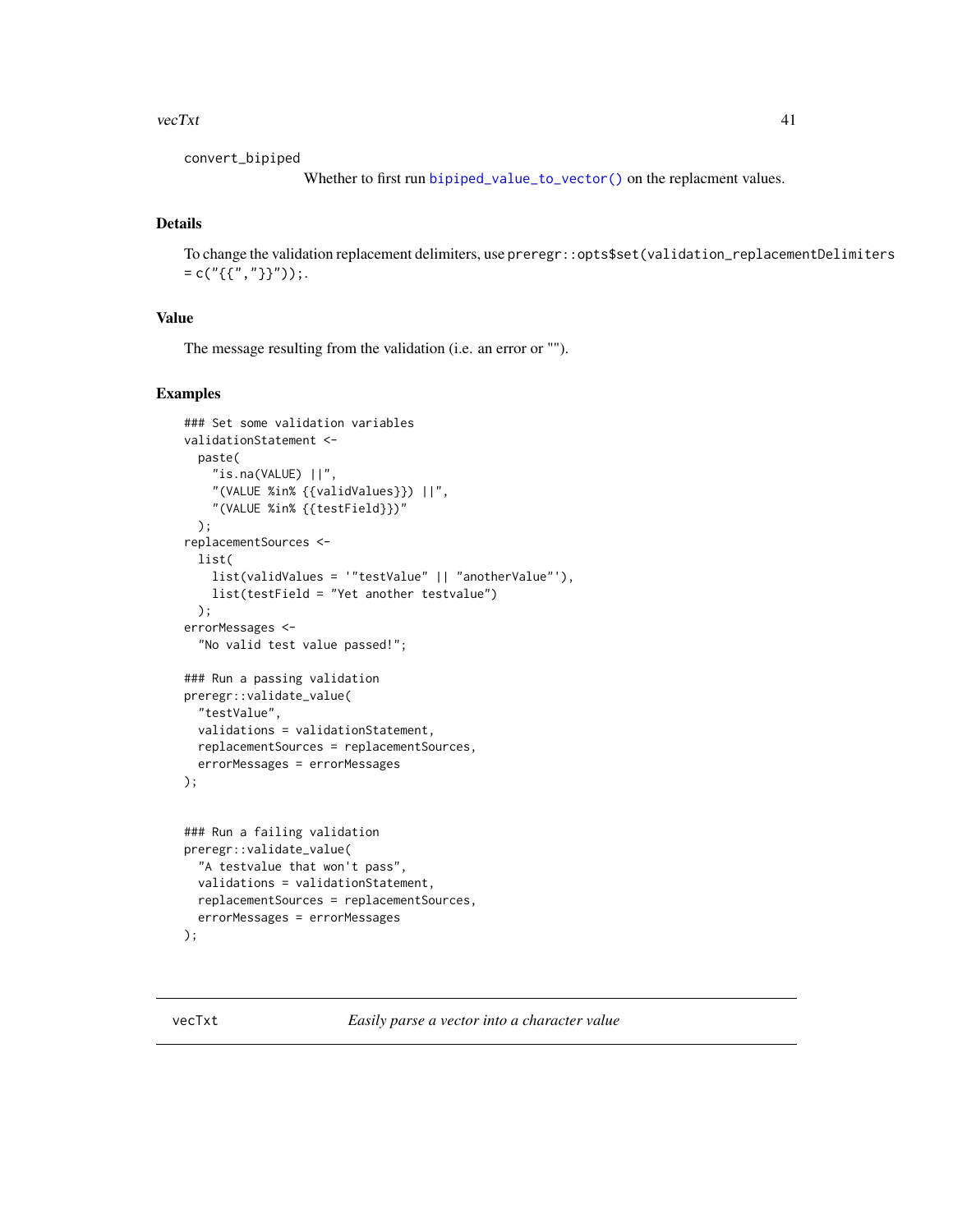convert_bipiped
: Whether to first run `bipiped_value_to_vector()` on the replacment values.

## Details

To change the validation replacement delimiters, use `preregr::opts$set(validation_replacementDelimiters = c("{{","}}"));`.

## Value

The message resulting from the validation (i.e. an error or "").

## Examples

```
### Set some validation variables
validationStatement <-
  paste(
    "is.na(VALUE) ||",
    "(VALUE %in% {{validValues}}) ||",
    "(VALUE %in% {{testField}})"
  );
replacementSources <-
  list(
    list(validValues = '"testValue" || "anotherValue"'),
    list(testField = "Yet another testvalue")
  );
errorMessages <-
  "No valid test value passed!";

### Run a passing validation
preregr::validate_value(
  "testValue",
  validations = validationStatement,
  replacementSources = replacementSources,
  errorMessages = errorMessages
);


### Run a failing validation
preregr::validate_value(
  "A testvalue that won't pass",
  validations = validationStatement,
  replacementSources = replacementSources,
  errorMessages = errorMessages
);
```

---

# vecTxt — *Easily parse a vector into a character value*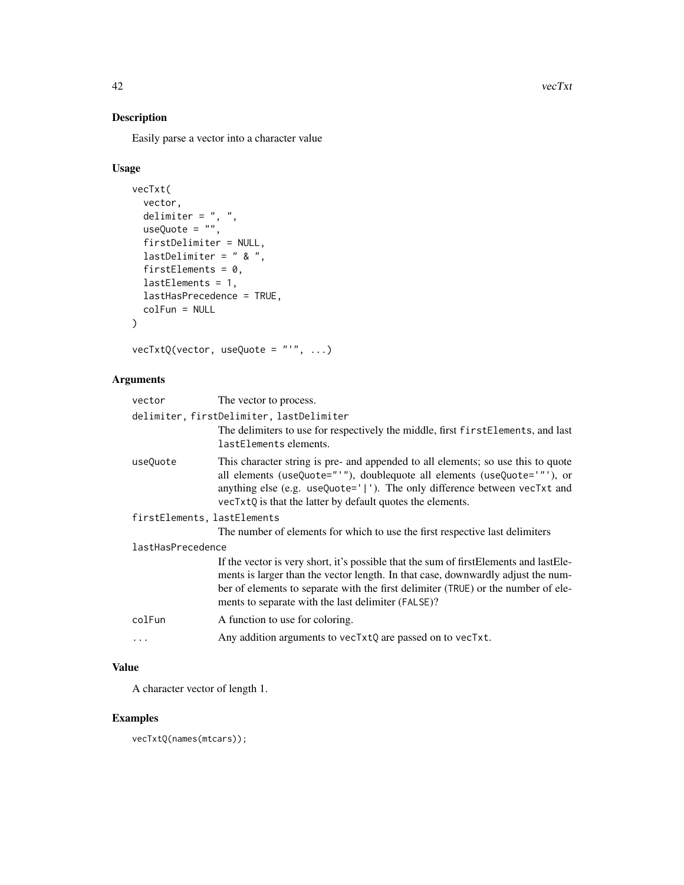## Description

Easily parse a vector into a character value

## Usage

```
vecTxt(
  vector,
  delimiter = ", ",
  useQuote = "",
  firstDelimiter = NULL,
  lastDelimiter = " & ",
  firstElements = 0,
  lastElements = 1,
  lastHasPrecedence = TRUE,
  colFun = NULL
)

vecTxtQ(vector, useQuote = "'", ...)
```

## Arguments

| | |
|---|---|
| `vector` | The vector to process. |
| `delimiter, firstDelimiter, lastDelimiter` | The delimiters to use for respectively the middle, first `firstElements`, and last `lastElements` elements. |
| `useQuote` | This character string is pre- and appended to all elements; so use this to quote all elements (`useQuote="'"`), doublequote all elements (`useQuote='"'`), or anything else (e.g. `useQuote='\|'`). The only difference between `vecTxt` and `vecTxtQ` is that the latter by default quotes the elements. |
| `firstElements, lastElements` | The number of elements for which to use the first respective last delimiters |
| `lastHasPrecedence` | If the vector is very short, it's possible that the sum of firstElements and lastElements is larger than the vector length. In that case, downwardly adjust the number of elements to separate with the first delimiter (`TRUE`) or the number of elements to separate with the last delimiter (`FALSE`)? |
| `colFun` | A function to use for coloring. |
| `...` | Any addition arguments to `vecTxtQ` are passed on to `vecTxt`. |

## Value

A character vector of length 1.

## Examples

```
vecTxtQ(names(mtcars));
```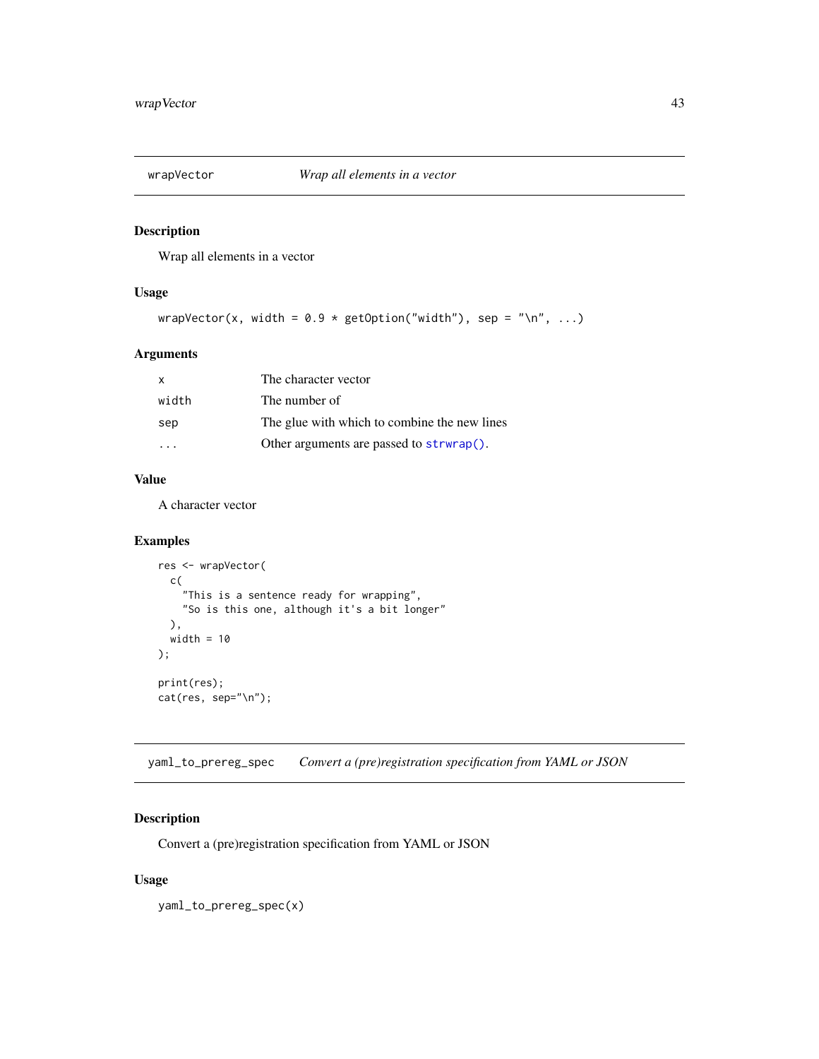## wrapVector    *Wrap all elements in a vector*

### Description

Wrap all elements in a vector

### Usage

```
wrapVector(x, width = 0.9 * getOption("width"), sep = "\n", ...)
```

### Arguments

| | |
|---|---|
| x | The character vector |
| width | The number of |
| sep | The glue with which to combine the new lines |
| ... | Other arguments are passed to strwrap(). |

### Value

A character vector

### Examples

```
res <- wrapVector(
  c(
    "This is a sentence ready for wrapping",
    "So is this one, although it's a bit longer"
  ),
  width = 10
);

print(res);
cat(res, sep="\n");
```

## yaml_to_prereg_spec    *Convert a (pre)registration specification from YAML or JSON*

### Description

Convert a (pre)registration specification from YAML or JSON

### Usage

```
yaml_to_prereg_spec(x)
```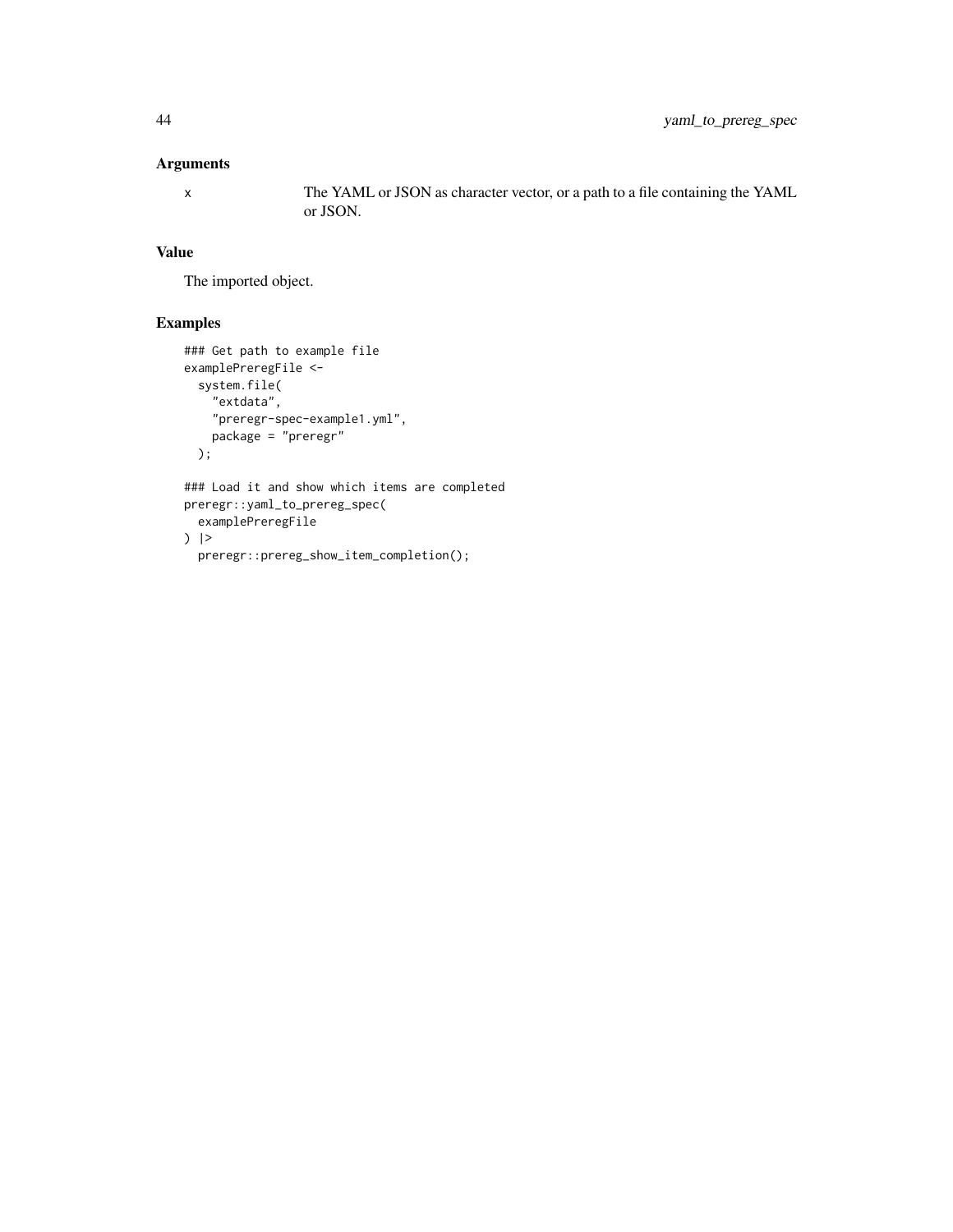## Arguments

x — The YAML or JSON as character vector, or a path to a file containing the YAML or JSON.

## Value

The imported object.

## Examples

```
### Get path to example file
examplePreregFile <-
  system.file(
    "extdata",
    "preregr-spec-example1.yml",
    package = "preregr"
  );

### Load it and show which items are completed
preregr::yaml_to_prereg_spec(
  examplePreregFile
) |>
  preregr::prereg_show_item_completion();
```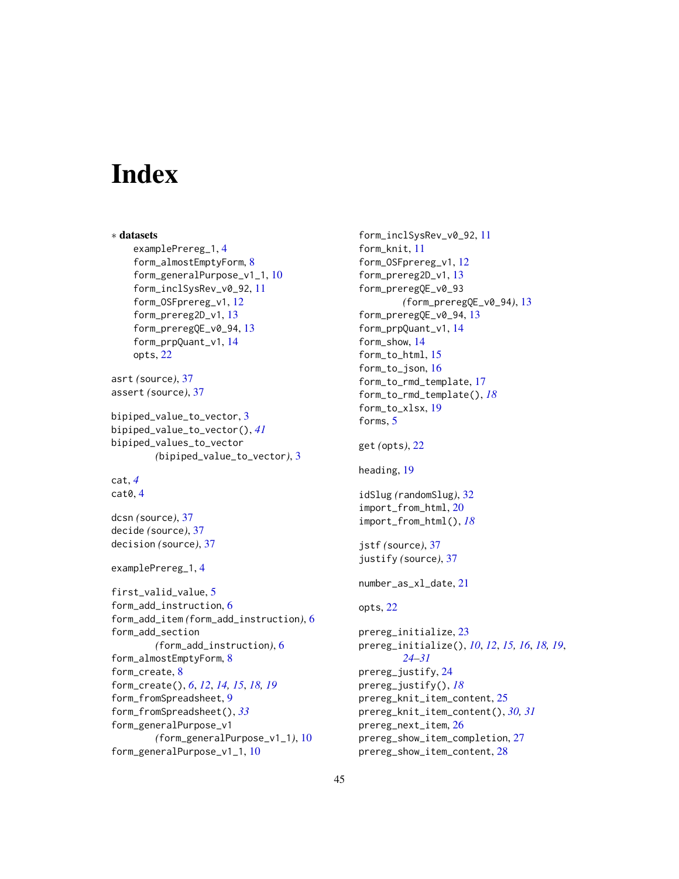# Index

∗ **datasets**

examplePrereg_1, 4
form_almostEmptyForm, 8
form_generalPurpose_v1_1, 10
form_inclSysRev_v0_92, 11
form_OSFprereg_v1, 12
form_prereg2D_v1, 13
form_preregQE_v0_94, 13
form_prpQuant_v1, 14
opts, 22

asrt *(source)*, 37
assert *(source)*, 37

bipiped_value_to_vector, 3
bipiped_value_to_vector(), *41*
bipiped_values_to_vector *(bipiped_value_to_vector)*, 3

cat, *4*
cat0, 4

dcsn *(source)*, 37
decide *(source)*, 37
decision *(source)*, 37

examplePrereg_1, 4

first_valid_value, 5
form_add_instruction, 6
form_add_item *(form_add_instruction)*, 6
form_add_section *(form_add_instruction)*, 6
form_almostEmptyForm, 8
form_create, 8
form_create(), *6*, *12*, *14*, *15*, *18*, *19*
form_fromSpreadsheet, 9
form_fromSpreadsheet(), *33*
form_generalPurpose_v1 *(form_generalPurpose_v1_1)*, 10
form_generalPurpose_v1_1, 10
form_inclSysRev_v0_92, 11
form_knit, 11
form_OSFprereg_v1, 12
form_prereg2D_v1, 13
form_preregQE_v0_93 *(form_preregQE_v0_94)*, 13
form_preregQE_v0_94, 13
form_prpQuant_v1, 14
form_show, 14
form_to_html, 15
form_to_json, 16
form_to_rmd_template, 17
form_to_rmd_template(), *18*
form_to_xlsx, 19
forms, 5

get *(opts)*, 22

heading, 19

idSlug *(randomSlug)*, 32
import_from_html, 20
import_from_html(), *18*

jstf *(source)*, 37
justify *(source)*, 37

number_as_xl_date, 21

opts, 22

prereg_initialize, 23
prereg_initialize(), *10*, *12*, *15*, *16*, *18*, *19*, *24–31*
prereg_justify, 24
prereg_justify(), *18*
prereg_knit_item_content, 25
prereg_knit_item_content(), *30*, *31*
prereg_next_item, 26
prereg_show_item_completion, 27
prereg_show_item_content, 28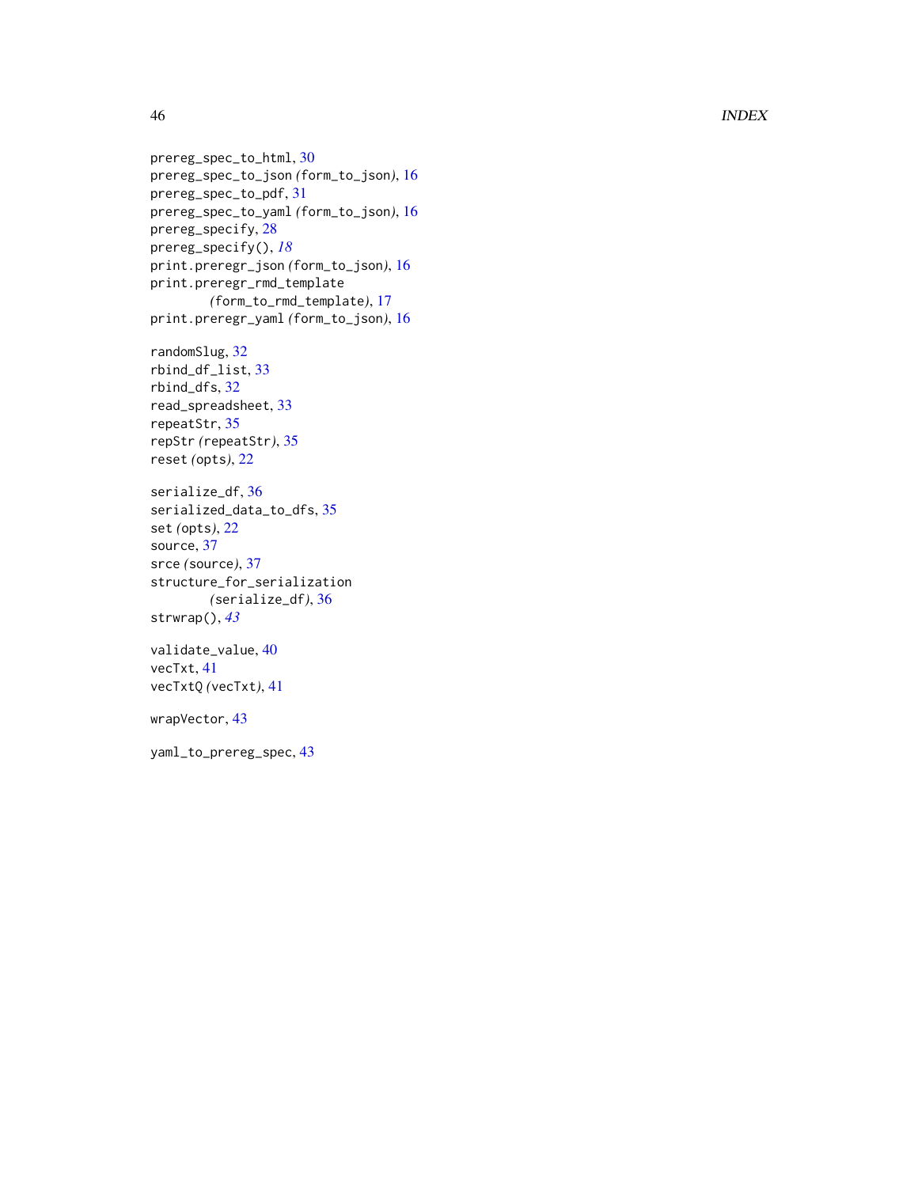prereg_spec_to_html, 30
prereg_spec_to_json *(*form_to_json*)*, 16
prereg_spec_to_pdf, 31
prereg_spec_to_yaml *(*form_to_json*)*, 16
prereg_specify, 28
prereg_specify(), *18*
print.preregr_json *(*form_to_json*)*, 16
print.preregr_rmd_template
    *(*form_to_rmd_template*)*, 17
print.preregr_yaml *(*form_to_json*)*, 16

randomSlug, 32
rbind_df_list, 33
rbind_dfs, 32
read_spreadsheet, 33
repeatStr, 35
repStr *(*repeatStr*)*, 35
reset *(*opts*)*, 22

serialize_df, 36
serialized_data_to_dfs, 35
set *(*opts*)*, 22
source, 37
srce *(*source*)*, 37
structure_for_serialization
    *(*serialize_df*)*, 36
strwrap(), *43*

validate_value, 40
vecTxt, 41
vecTxtQ *(*vecTxt*)*, 41

wrapVector, 43

yaml_to_prereg_spec, 43